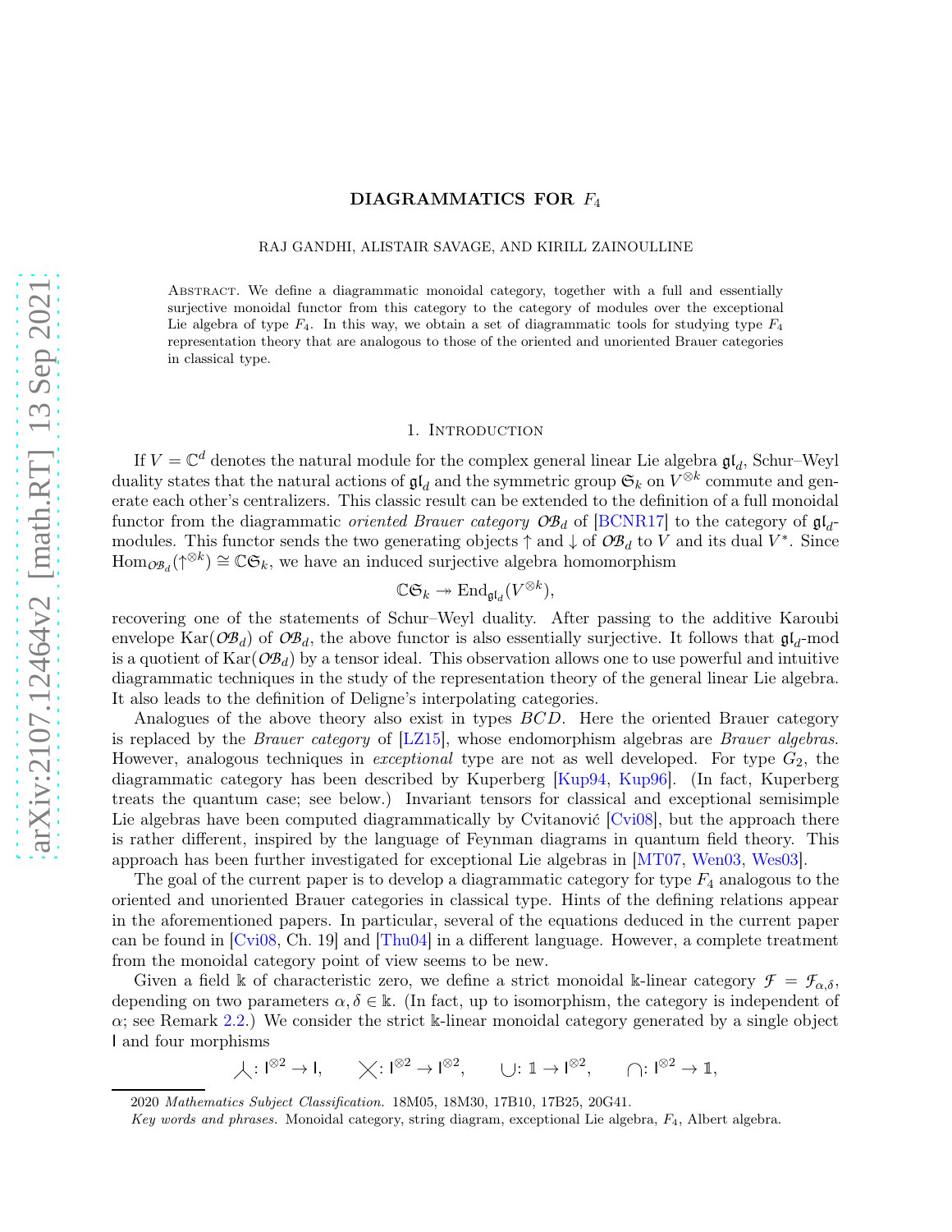# DIAGRAMMATICS FOR $F_4$

RAJ GANDHI, ALISTAIR SAVAGE, AND KIRILL ZAINOULLINE

Abstract. We define a diagrammatic monoidal category, together with a full and essentially surjective monoidal functor from this category to the category of modules over the exceptional Lie algebra of type $F_4$. In this way, we obtain a set of diagrammatic tools for studying type $F_4$ representation theory that are analogous to those of the oriented and unoriented Brauer categories in classical type.

## 1. Introduction

If $V = \mathbb{C}^d$ denotes the natural module for the complex general linear Lie algebra $\mathfrak{gl}_d$, Schur–Weyl duality states that the natural actions of $\mathfrak{gl}_d$ and the symmetric group $\mathfrak{S}_k$ on $V^{\otimes k}$ commute and generate each other's centralizers. This classic result can be extended to the definition of a full monoidal functor from the diagrammatic *oriented Brauer category* $\mathcal{OB}_d$ of [BCNR17] to the category of $\mathfrak{gl}_d$-modules. This functor sends the two generating objects $\uparrow$ and $\downarrow$ of $\mathcal{OB}_d$ to $V$ and its dual $V^*$. Since $\mathrm{Hom}_{\mathcal{OB}_d}(\uparrow^{\otimes k}) \cong \mathbb{C}\mathfrak{S}_k$, we have an induced surjective algebra homomorphism

$$\mathbb{C}\mathfrak{S}_k \twoheadrightarrow \mathrm{End}_{\mathfrak{gl}_d}(V^{\otimes k}),$$

recovering one of the statements of Schur–Weyl duality. After passing to the additive Karoubi envelope $\mathrm{Kar}(\mathcal{OB}_d)$ of $\mathcal{OB}_d$, the above functor is also essentially surjective. It follows that $\mathfrak{gl}_d$-mod is a quotient of $\mathrm{Kar}(\mathcal{OB}_d)$ by a tensor ideal. This observation allows one to use powerful and intuitive diagrammatic techniques in the study of the representation theory of the general linear Lie algebra. It also leads to the definition of Deligne's interpolating categories.

Analogues of the above theory also exist in types $BCD$. Here the oriented Brauer category is replaced by the *Brauer category* of [LZ15], whose endomorphism algebras are *Brauer algebras*. However, analogous techniques in *exceptional* type are not as well developed. For type $G_2$, the diagrammatic category has been described by Kuperberg [Kup94, Kup96]. (In fact, Kuperberg treats the quantum case; see below.) Invariant tensors for classical and exceptional semisimple Lie algebras have been computed diagrammatically by Cvitanović [Cvi08], but the approach there is rather different, inspired by the language of Feynman diagrams in quantum field theory. This approach has been further investigated for exceptional Lie algebras in [MT07, Wen03, Wes03].

The goal of the current paper is to develop a diagrammatic category for type $F_4$ analogous to the oriented and unoriented Brauer categories in classical type. Hints of the defining relations appear in the aforementioned papers. In particular, several of the equations deduced in the current paper can be found in [Cvi08, Ch. 19] and [Thu04] in a different language. However, a complete treatment from the monoidal category point of view seems to be new.

Given a field $\Bbbk$ of characteristic zero, we define a strict monoidal $\Bbbk$-linear category $\mathcal{F} = \mathcal{F}_{\alpha,\delta}$, depending on two parameters $\alpha, \delta \in \Bbbk$. (In fact, up to isomorphism, the category is independent of $\alpha$; see Remark 2.2.) We consider the strict $\Bbbk$-linear monoidal category generated by a single object $\mathsf{I}$ and four morphisms

$$\curlywedge \colon \mathsf{I}^{\otimes 2} \to \mathsf{I}, \qquad \times \colon \mathsf{I}^{\otimes 2} \to \mathsf{I}^{\otimes 2}, \qquad \cup \colon \mathbb{1} \to \mathsf{I}^{\otimes 2}, \qquad \cap \colon \mathsf{I}^{\otimes 2} \to \mathbb{1},$$

2020 *Mathematics Subject Classification.* 18M05, 18M30, 17B10, 17B25, 20G41.

*Key words and phrases.* Monoidal category, string diagram, exceptional Lie algebra, $F_4$, Albert algebra.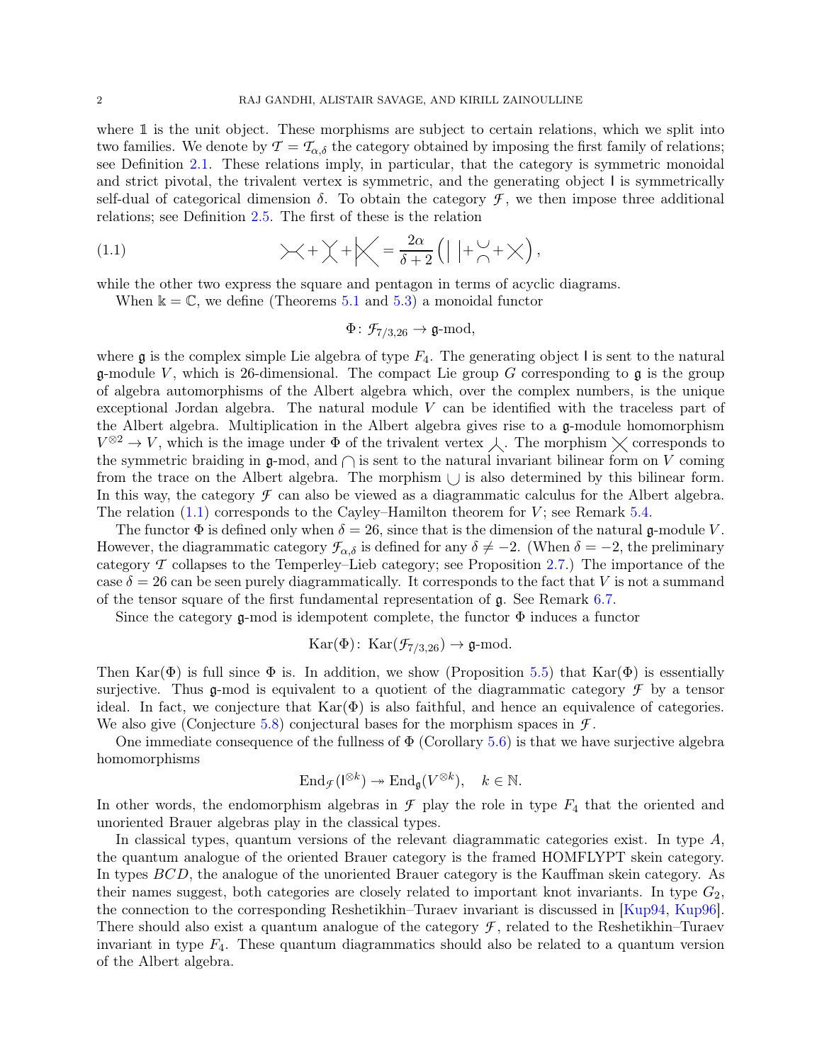where $\mathbb{1}$ is the unit object. These morphisms are subject to certain relations, which we split into two families. We denote by $\mathcal{T} = \mathcal{T}_{\alpha,\delta}$ the category obtained by imposing the first family of relations; see Definition 2.1. These relations imply, in particular, that the category is symmetric monoidal and strict pivotal, the trivalent vertex is symmetric, and the generating object $\mathsf{I}$ is symmetrically self-dual of categorical dimension $\delta$. To obtain the category $\mathcal{F}$, we then impose three additional relations; see Definition 2.5. The first of these is the relation

$$\text{(1.1)} \qquad \rangle\!\!-\!\!\langle + \succ\!\!\prec + |\!\!\times = \frac{2\alpha}{\delta+2}\Big( |\ | + \begin{smallmatrix}\cup\\ \cap\end{smallmatrix} + \times \Big),$$

while the other two express the square and pentagon in terms of acyclic diagrams.

When $\Bbbk = \mathbb{C}$, we define (Theorems 5.1 and 5.3) a monoidal functor

$$\Phi \colon \mathcal{F}_{7/3,26} \to \mathfrak{g}\text{-mod},$$

where $\mathfrak{g}$ is the complex simple Lie algebra of type $F_4$. The generating object $\mathsf{I}$ is sent to the natural $\mathfrak{g}$-module $V$, which is 26-dimensional. The compact Lie group $G$ corresponding to $\mathfrak{g}$ is the group of algebra automorphisms of the Albert algebra which, over the complex numbers, is the unique exceptional Jordan algebra. The natural module $V$ can be identified with the traceless part of the Albert algebra. Multiplication in the Albert algebra gives rise to a $\mathfrak{g}$-module homomorphism $V^{\otimes 2} \to V$, which is the image under $\Phi$ of the trivalent vertex $\curlywedge$. The morphism $\times$ corresponds to the symmetric braiding in $\mathfrak{g}$-mod, and $\cap$ is sent to the natural invariant bilinear form on $V$ coming from the trace on the Albert algebra. The morphism $\cup$ is also determined by this bilinear form. In this way, the category $\mathcal{F}$ can also be viewed as a diagrammatic calculus for the Albert algebra. The relation (1.1) corresponds to the Cayley–Hamilton theorem for $V$; see Remark 5.4.

The functor $\Phi$ is defined only when $\delta = 26$, since that is the dimension of the natural $\mathfrak{g}$-module $V$. However, the diagrammatic category $\mathcal{F}_{\alpha,\delta}$ is defined for any $\delta \neq -2$. (When $\delta = -2$, the preliminary category $\mathcal{T}$ collapses to the Temperley–Lieb category; see Proposition 2.7.) The importance of the case $\delta = 26$ can be seen purely diagrammatically. It corresponds to the fact that $V$ is not a summand of the tensor square of the first fundamental representation of $\mathfrak{g}$. See Remark 6.7.

Since the category $\mathfrak{g}$-mod is idempotent complete, the functor $\Phi$ induces a functor

$$\operatorname{Kar}(\Phi) \colon \operatorname{Kar}(\mathcal{F}_{7/3,26}) \to \mathfrak{g}\text{-mod}.$$

Then $\operatorname{Kar}(\Phi)$ is full since $\Phi$ is. In addition, we show (Proposition 5.5) that $\operatorname{Kar}(\Phi)$ is essentially surjective. Thus $\mathfrak{g}$-mod is equivalent to a quotient of the diagrammatic category $\mathcal{F}$ by a tensor ideal. In fact, we conjecture that $\operatorname{Kar}(\Phi)$ is also faithful, and hence an equivalence of categories. We also give (Conjecture 5.8) conjectural bases for the morphism spaces in $\mathcal{F}$.

One immediate consequence of the fullness of $\Phi$ (Corollary 5.6) is that we have surjective algebra homomorphisms

$$\operatorname{End}_{\mathcal{F}}(\mathsf{I}^{\otimes k}) \twoheadrightarrow \operatorname{End}_{\mathfrak{g}}(V^{\otimes k}), \quad k \in \mathbb{N}.$$

In other words, the endomorphism algebras in $\mathcal{F}$ play the role in type $F_4$ that the oriented and unoriented Brauer algebras play in the classical types.

In classical types, quantum versions of the relevant diagrammatic categories exist. In type $A$, the quantum analogue of the oriented Brauer category is the framed HOMFLYPT skein category. In types $BCD$, the analogue of the unoriented Brauer category is the Kauffman skein category. As their names suggest, both categories are closely related to important knot invariants. In type $G_2$, the connection to the corresponding Reshetikhin–Turaev invariant is discussed in [Kup94, Kup96]. There should also exist a quantum analogue of the category $\mathcal{F}$, related to the Reshetikhin–Turaev invariant in type $F_4$. These quantum diagrammatics should also be related to a quantum version of the Albert algebra.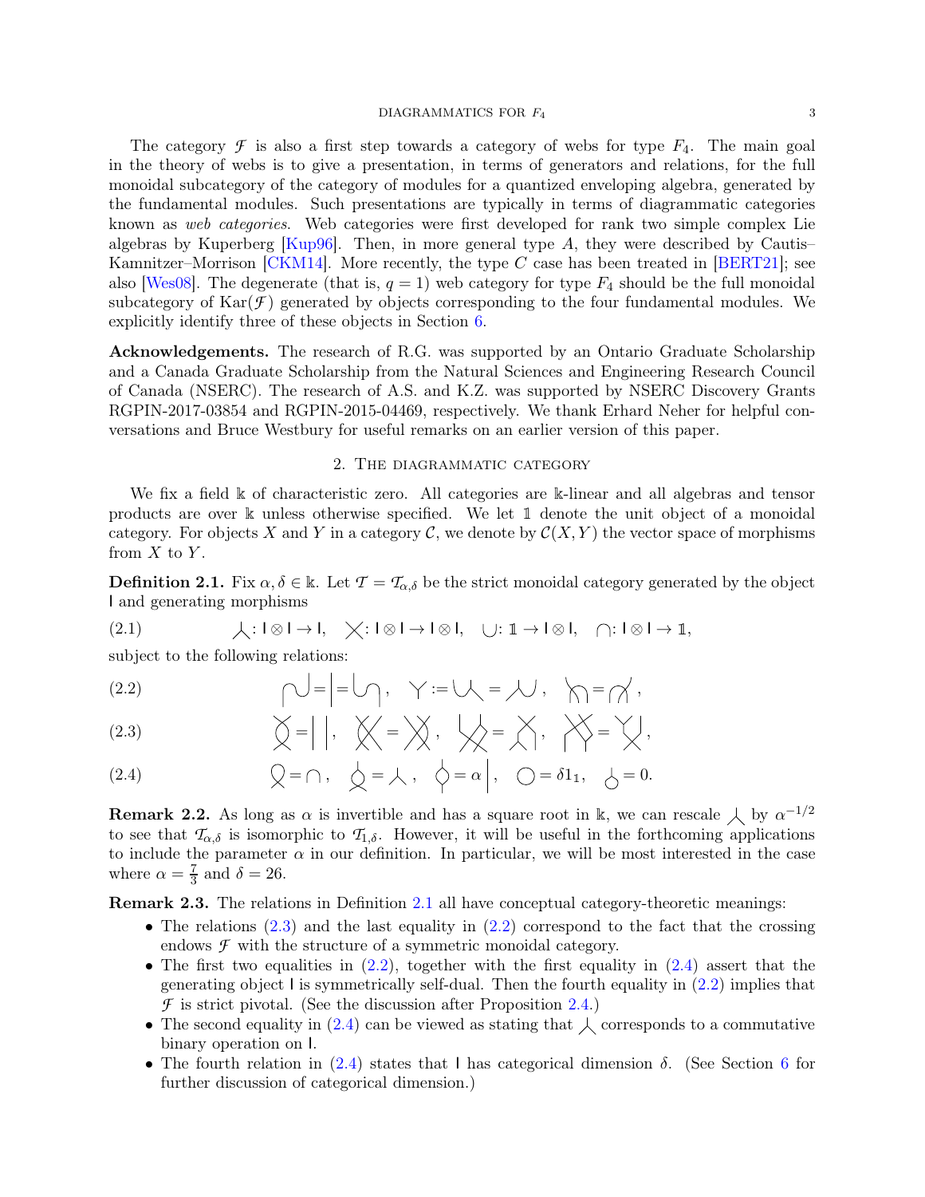The category $\mathcal{F}$ is also a first step towards a category of webs for type $F_4$. The main goal in the theory of webs is to give a presentation, in terms of generators and relations, for the full monoidal subcategory of the category of modules for a quantized enveloping algebra, generated by the fundamental modules. Such presentations are typically in terms of diagrammatic categories known as *web categories*. Web categories were first developed for rank two simple complex Lie algebras by Kuperberg [Kup96]. Then, in more general type $A$, they were described by Cautis–Kamnitzer–Morrison [CKM14]. More recently, the type $C$ case has been treated in [BERT21]; see also [Wes08]. The degenerate (that is, $q = 1$) web category for type $F_4$ should be the full monoidal subcategory of $\mathrm{Kar}(\mathcal{F})$ generated by objects corresponding to the four fundamental modules. We explicitly identify three of these objects in Section 6.

**Acknowledgements.** The research of R.G. was supported by an Ontario Graduate Scholarship and a Canada Graduate Scholarship from the Natural Sciences and Engineering Research Council of Canada (NSERC). The research of A.S. and K.Z. was supported by NSERC Discovery Grants RGPIN-2017-03854 and RGPIN-2015-04469, respectively. We thank Erhard Neher for helpful conversations and Bruce Westbury for useful remarks on an earlier version of this paper.

## 2. The diagrammatic category

We fix a field $\Bbbk$ of characteristic zero. All categories are $\Bbbk$-linear and all algebras and tensor products are over $\Bbbk$ unless otherwise specified. We let $\mathbb{1}$ denote the unit object of a monoidal category. For objects $X$ and $Y$ in a category $\mathcal{C}$, we denote by $\mathcal{C}(X, Y)$ the vector space of morphisms from $X$ to $Y$.

**Definition 2.1.** Fix $\alpha, \delta \in \Bbbk$. Let $\mathcal{T} = \mathcal{T}_{\alpha,\delta}$ be the strict monoidal category generated by the object $\mathsf{I}$ and generating morphisms

(2.1) $$\curlywedge \colon \mathsf{I} \otimes \mathsf{I} \to \mathsf{I}, \quad \times \colon \mathsf{I} \otimes \mathsf{I} \to \mathsf{I} \otimes \mathsf{I}, \quad \cup \colon \mathbb{1} \to \mathsf{I} \otimes \mathsf{I}, \quad \cap \colon \mathsf{I} \otimes \mathsf{I} \to \mathbb{1},$$

subject to the following relations:

(2.2) [diagrammatic relations]

(2.3) [diagrammatic relations]

(2.4) [diagrammatic relations: ... $= \cap$, ... $= \curlywedge$, ... $= \alpha \,|$, $\bigcirc = \delta 1_{\mathbb{1}}$, ... $= 0$.]

**Remark 2.2.** As long as $\alpha$ is invertible and has a square root in $\Bbbk$, we can rescale $\curlywedge$ by $\alpha^{-1/2}$ to see that $\mathcal{T}_{\alpha,\delta}$ is isomorphic to $\mathcal{T}_{1,\delta}$. However, it will be useful in the forthcoming applications to include the parameter $\alpha$ in our definition. In particular, we will be most interested in the case where $\alpha = \frac{7}{3}$ and $\delta = 26$.

**Remark 2.3.** The relations in Definition 2.1 all have conceptual category-theoretic meanings:

- The relations (2.3) and the last equality in (2.2) correspond to the fact that the crossing endows $\mathcal{F}$ with the structure of a symmetric monoidal category.
- The first two equalities in (2.2), together with the first equality in (2.4) assert that the generating object $\mathsf{I}$ is symmetrically self-dual. Then the fourth equality in (2.2) implies that $\mathcal{F}$ is strict pivotal. (See the discussion after Proposition 2.4.)
- The second equality in (2.4) can be viewed as stating that $\curlywedge$ corresponds to a commutative binary operation on $\mathsf{I}$.
- The fourth relation in (2.4) states that $\mathsf{I}$ has categorical dimension $\delta$. (See Section 6 for further discussion of categorical dimension.)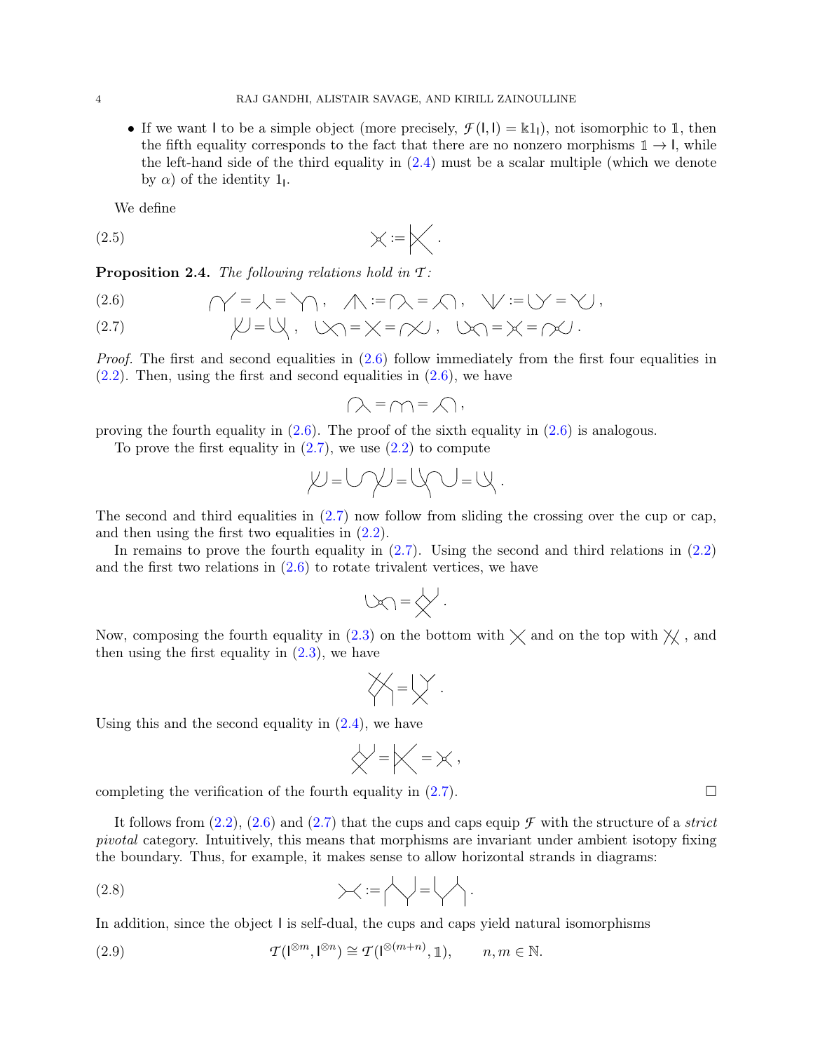- If we want $\mathsf{I}$ to be a simple object (more precisely, $\mathcal{F}(\mathsf{I},\mathsf{I}) = \Bbbk 1_\mathsf{I}$), not isomorphic to $\mathbb{1}$, then the fifth equality corresponds to the fact that there are no nonzero morphisms $\mathbb{1} \to \mathsf{I}$, while the left-hand side of the third equality in (2.4) must be a scalar multiple (which we denote by $\alpha$) of the identity $1_\mathsf{I}$.

We define

(2.5)

**Proposition 2.4.** *The following relations hold in $\mathcal{T}$:*

(2.6)

(2.7)

*Proof.* The first and second equalities in (2.6) follow immediately from the first four equalities in (2.2). Then, using the first and second equalities in (2.6), we have

proving the fourth equality in (2.6). The proof of the sixth equality in (2.6) is analogous.

To prove the first equality in (2.7), we use (2.2) to compute

The second and third equalities in (2.7) now follow from sliding the crossing over the cup or cap, and then using the first two equalities in (2.2).

In remains to prove the fourth equality in (2.7). Using the second and third relations in (2.2) and the first two relations in (2.6) to rotate trivalent vertices, we have

Now, composing the fourth equality in (2.3) on the bottom with and on the top with , and then using the first equality in (2.3), we have

Using this and the second equality in (2.4), we have

completing the verification of the fourth equality in (2.7). □

It follows from (2.2), (2.6) and (2.7) that the cups and caps equip $\mathcal{F}$ with the structure of a *strict pivotal* category. Intuitively, this means that morphisms are invariant under ambient isotopy fixing the boundary. Thus, for example, it makes sense to allow horizontal strands in diagrams:

(2.8)

In addition, since the object $\mathsf{I}$ is self-dual, the cups and caps yield natural isomorphisms

$$\mathcal{T}(\mathsf{I}^{\otimes m}, \mathsf{I}^{\otimes n}) \cong \mathcal{T}(\mathsf{I}^{\otimes (m+n)}, \mathbb{1}), \qquad n, m \in \mathbb{N}. \tag{2.9}$$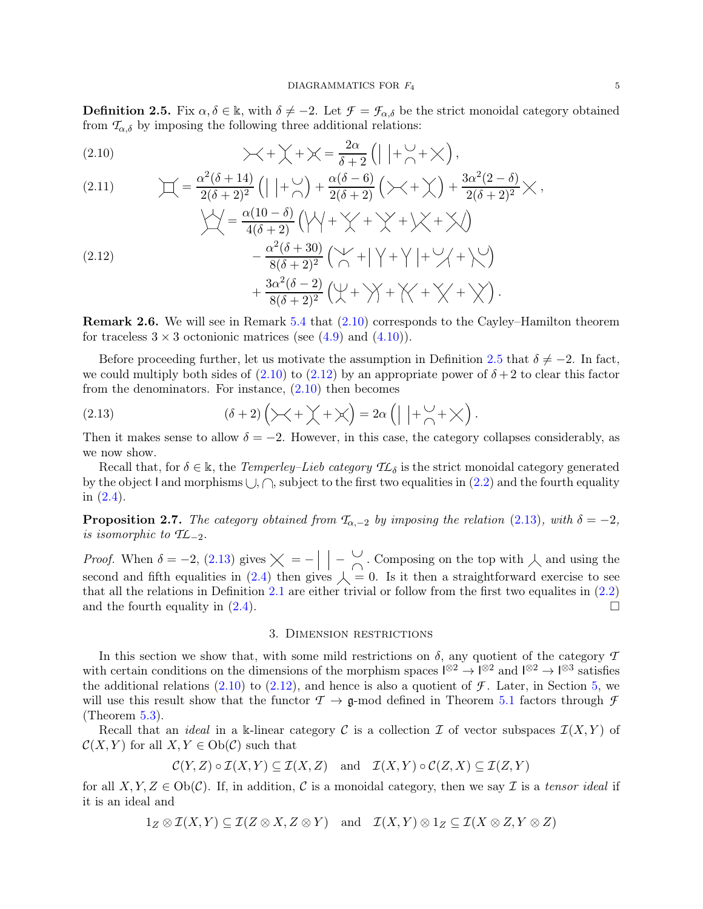**Definition 2.5.** Fix $\alpha, \delta \in \Bbbk$, with $\delta \neq -2$. Let $\mathcal{F} = \mathcal{F}_{\alpha,\delta}$ be the strict monoidal category obtained from $\mathcal{T}_{\alpha,\delta}$ by imposing the following three additional relations:

(2.10)
$$\text{[diagram]} + \text{[diagram]} + \text{[diagram]} = \frac{2\alpha}{\delta+2}\left(\text{[diagram]} + \text{[diagram]} + \text{[diagram]}\right),$$

(2.11)
$$\text{[diagram]} = \frac{\alpha^2(\delta+14)}{2(\delta+2)^2}\left(\text{[diagram]} + \text{[diagram]}\right) + \frac{\alpha(\delta-6)}{2(\delta+2)}\left(\text{[diagram]} + \text{[diagram]}\right) + \frac{3\alpha^2(2-\delta)}{2(\delta+2)^2}\text{[diagram]},$$

(2.12)
$$\begin{aligned}\text{[diagram]} = {} & \frac{\alpha(10-\delta)}{4(\delta+2)}\left(\text{[diagram]} + \text{[diagram]} + \text{[diagram]} + \text{[diagram]} + \text{[diagram]}\right) \\ & - \frac{\alpha^2(\delta+30)}{8(\delta+2)^2}\left(\text{[diagram]} + \text{[diagram]} + \text{[diagram]} + \text{[diagram]} + \text{[diagram]}\right) \\ & + \frac{3\alpha^2(\delta-2)}{8(\delta+2)^2}\left(\text{[diagram]} + \text{[diagram]} + \text{[diagram]} + \text{[diagram]} + \text{[diagram]}\right).\end{aligned}$$

**Remark 2.6.** We will see in Remark 5.4 that (2.10) corresponds to the Cayley–Hamilton theorem for traceless $3 \times 3$ octonionic matrices (see (4.9) and (4.10)).

Before proceeding further, let us motivate the assumption in Definition 2.5 that $\delta \neq -2$. In fact, we could multiply both sides of (2.10) to (2.12) by an appropriate power of $\delta + 2$ to clear this factor from the denominators. For instance, (2.10) then becomes

(2.13)
$$(\delta+2)\left(\text{[diagram]} + \text{[diagram]} + \text{[diagram]}\right) = 2\alpha\left(\text{[diagram]} + \text{[diagram]} + \text{[diagram]}\right).$$

Then it makes sense to allow $\delta = -2$. However, in this case, the category collapses considerably, as we now show.

Recall that, for $\delta \in \Bbbk$, the *Temperley–Lieb category* $\mathcal{TL}_\delta$ is the strict monoidal category generated by the object $\mathsf{I}$ and morphisms $\cup, \cap$, subject to the first two equalities in (2.2) and the fourth equality in (2.4).

**Proposition 2.7.** *The category obtained from $\mathcal{T}_{\alpha,-2}$ by imposing the relation (2.13), with $\delta = -2$, is isomorphic to $\mathcal{TL}_{-2}$.*

*Proof.* When $\delta = -2$, (2.13) gives $\text{[diagram]} = -\text{[diagram]} - \text{[diagram]}$. Composing on the top with $\text{[diagram]}$ and using the second and fifth equalities in (2.4) then gives $\text{[diagram]} = 0$. Is it then a straightforward exercise to see that all the relations in Definition 2.1 are either trivial or follow from the first two equalites in (2.2) and the fourth equality in (2.4). □

## 3. Dimension restrictions

In this section we show that, with some mild restrictions on $\delta$, any quotient of the category $\mathcal{T}$ with certain conditions on the dimensions of the morphism spaces $\mathsf{I}^{\otimes 2} \to \mathsf{I}^{\otimes 2}$ and $\mathsf{I}^{\otimes 2} \to \mathsf{I}^{\otimes 3}$ satisfies the additional relations (2.10) to (2.12), and hence is also a quotient of $\mathcal{F}$. Later, in Section 5, we will use this result show that the functor $\mathcal{T} \to \mathfrak{g}$-mod defined in Theorem 5.1 factors through $\mathcal{F}$ (Theorem 5.3).

Recall that an *ideal* in a $\Bbbk$-linear category $\mathcal{C}$ is a collection $\mathcal{I}$ of vector subspaces $\mathcal{I}(X,Y)$ of $\mathcal{C}(X,Y)$ for all $X, Y \in \mathrm{Ob}(\mathcal{C})$ such that

$$\mathcal{C}(Y,Z) \circ \mathcal{I}(X,Y) \subseteq \mathcal{I}(X,Z) \quad \text{and} \quad \mathcal{I}(X,Y) \circ \mathcal{C}(Z,X) \subseteq \mathcal{I}(Z,Y)$$

for all $X, Y, Z \in \mathrm{Ob}(\mathcal{C})$. If, in addition, $\mathcal{C}$ is a monoidal category, then we say $\mathcal{I}$ is a *tensor ideal* if it is an ideal and

$$1_Z \otimes \mathcal{I}(X,Y) \subseteq \mathcal{I}(Z \otimes X, Z \otimes Y) \quad \text{and} \quad \mathcal{I}(X,Y) \otimes 1_Z \subseteq \mathcal{I}(X \otimes Z, Y \otimes Z)$$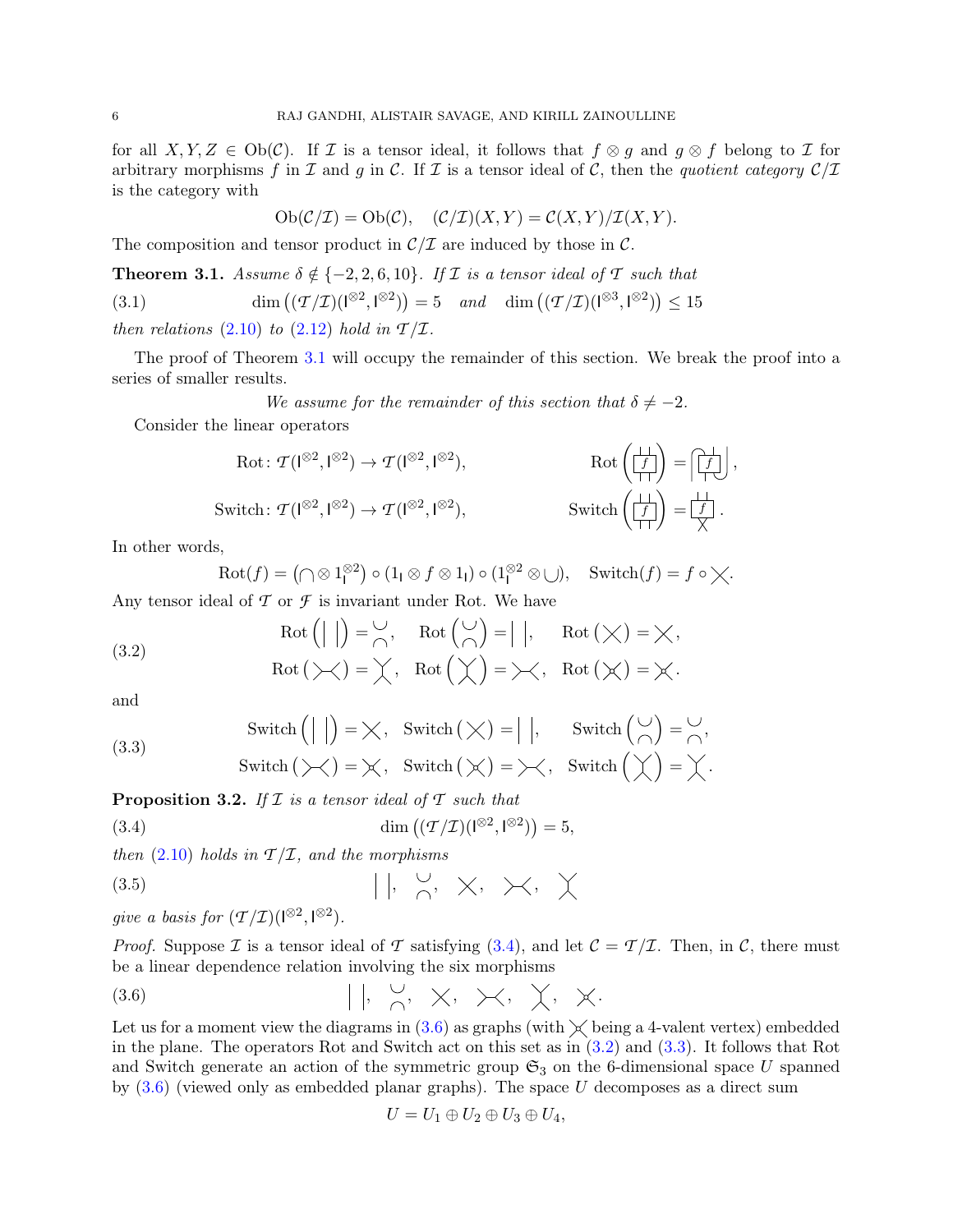for all $X, Y, Z \in \mathrm{Ob}(\mathcal{C})$. If $\mathcal{I}$ is a tensor ideal, it follows that $f \otimes g$ and $g \otimes f$ belong to $\mathcal{I}$ for arbitrary morphisms $f$ in $\mathcal{I}$ and $g$ in $\mathcal{C}$. If $\mathcal{I}$ is a tensor ideal of $\mathcal{C}$, then the *quotient category* $\mathcal{C}/\mathcal{I}$ is the category with

$$\mathrm{Ob}(\mathcal{C}/\mathcal{I}) = \mathrm{Ob}(\mathcal{C}), \quad (\mathcal{C}/\mathcal{I})(X,Y) = \mathcal{C}(X,Y)/\mathcal{I}(X,Y).$$

The composition and tensor product in $\mathcal{C}/\mathcal{I}$ are induced by those in $\mathcal{C}$.

**Theorem 3.1.** *Assume $\delta \notin \{-2, 2, 6, 10\}$. If $\mathcal{I}$ is a tensor ideal of $\mathcal{T}$ such that*

$$\dim\left((\mathcal{T}/\mathcal{I})(\mathsf{I}^{\otimes 2}, \mathsf{I}^{\otimes 2})\right) = 5 \quad \text{and} \quad \dim\left((\mathcal{T}/\mathcal{I})(\mathsf{I}^{\otimes 3}, \mathsf{I}^{\otimes 2})\right) \le 15 \tag{3.1}$$

*then relations (2.10) to (2.12) hold in $\mathcal{T}/\mathcal{I}$.*

The proof of Theorem 3.1 will occupy the remainder of this section. We break the proof into a series of smaller results.

*We assume for the remainder of this section that $\delta \neq -2$.*

Consider the linear operators

$$\mathrm{Rot}\colon \mathcal{T}(\mathsf{I}^{\otimes 2}, \mathsf{I}^{\otimes 2}) \to \mathcal{T}(\mathsf{I}^{\otimes 2}, \mathsf{I}^{\otimes 2}),$$

$$\mathrm{Switch}\colon \mathcal{T}(\mathsf{I}^{\otimes 2}, \mathsf{I}^{\otimes 2}) \to \mathcal{T}(\mathsf{I}^{\otimes 2}, \mathsf{I}^{\otimes 2}),$$

In other words,

$$\mathrm{Rot}(f) = \left(\cap \otimes 1_{\mathsf{I}}^{\otimes 2}\right) \circ (1_{\mathsf{I}} \otimes f \otimes 1_{\mathsf{I}}) \circ (1_{\mathsf{I}}^{\otimes 2} \otimes \cup), \quad \mathrm{Switch}(f) = f \circ \times.$$

Any tensor ideal of $\mathcal{T}$ or $\mathcal{F}$ is invariant under Rot. We have

(3.2)

and

(3.3)

**Proposition 3.2.** *If $\mathcal{I}$ is a tensor ideal of $\mathcal{T}$ such that*

$$\dim\left((\mathcal{T}/\mathcal{I})(\mathsf{I}^{\otimes 2}, \mathsf{I}^{\otimes 2})\right) = 5, \tag{3.4}$$

*then (2.10) holds in $\mathcal{T}/\mathcal{I}$, and the morphisms*

(3.5)

*give a basis for $(\mathcal{T}/\mathcal{I})(\mathsf{I}^{\otimes 2}, \mathsf{I}^{\otimes 2})$.*

*Proof.* Suppose $\mathcal{I}$ is a tensor ideal of $\mathcal{T}$ satisfying (3.4), and let $\mathcal{C} = \mathcal{T}/\mathcal{I}$. Then, in $\mathcal{C}$, there must be a linear dependence relation involving the six morphisms

(3.6)

Let us for a moment view the diagrams in (3.6) as graphs (with the 4-valent vertex diagram being a 4-valent vertex) embedded in the plane. The operators Rot and Switch act on this set as in (3.2) and (3.3). It follows that Rot and Switch generate an action of the symmetric group $\mathfrak{S}_3$ on the 6-dimensional space $U$ spanned by (3.6) (viewed only as embedded planar graphs). The space $U$ decomposes as a direct sum

$$U = U_1 \oplus U_2 \oplus U_3 \oplus U_4,$$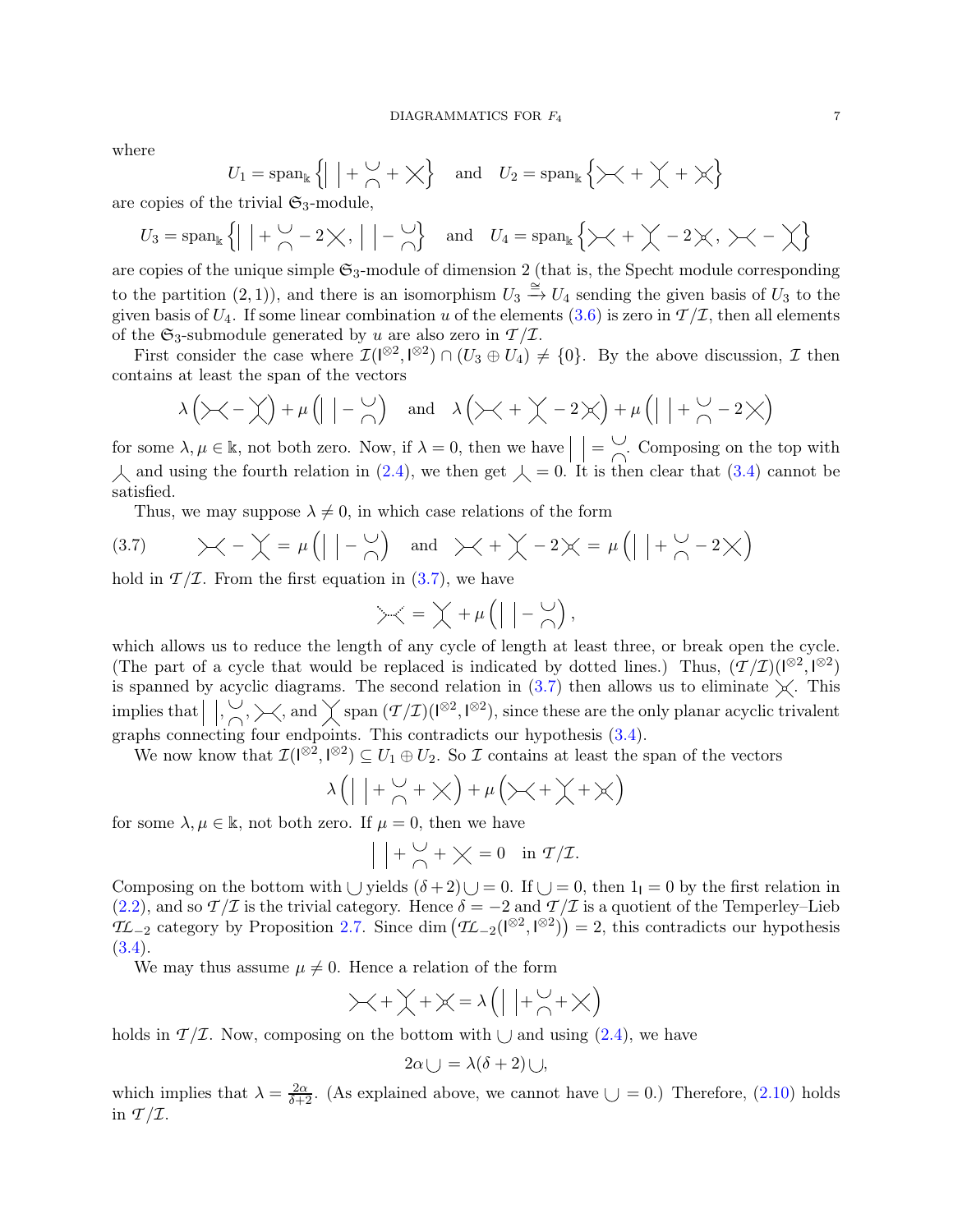where

$$U_1 = \operatorname{span}_{\Bbbk}\left\{ \Big|\,\Big| + \genfrac{}{}{0pt}{}{\cup}{\cap} + \times \right\} \quad \text{and} \quad U_2 = \operatorname{span}_{\Bbbk}\left\{ \succ\!\prec + \asymp + \times\!\!\!\circ \right\}$$

are copies of the trivial $\mathfrak{S}_3$-module,

$$U_3 = \operatorname{span}_{\Bbbk}\left\{ \Big|\,\Big| + \genfrac{}{}{0pt}{}{\cup}{\cap} - 2\times,\ \Big|\,\Big| - \genfrac{}{}{0pt}{}{\cup}{\cap} \right\} \quad \text{and} \quad U_4 = \operatorname{span}_{\Bbbk}\left\{ \succ\!\prec + \asymp - 2\times\!\!\!\circ,\ \succ\!\prec - \asymp \right\}$$

are copies of the unique simple $\mathfrak{S}_3$-module of dimension 2 (that is, the Specht module corresponding to the partition $(2,1)$), and there is an isomorphism $U_3 \xrightarrow{\cong} U_4$ sending the given basis of $U_3$ to the given basis of $U_4$. If some linear combination $u$ of the elements (3.6) is zero in $\mathcal{T}/\mathcal{I}$, then all elements of the $\mathfrak{S}_3$-submodule generated by $u$ are also zero in $\mathcal{T}/\mathcal{I}$.

First consider the case where $\mathcal{I}(\mathsf{I}^{\otimes 2}, \mathsf{I}^{\otimes 2}) \cap (U_3 \oplus U_4) \neq \{0\}$. By the above discussion, $\mathcal{I}$ then contains at least the span of the vectors

$$\lambda\left(\succ\!\prec - \asymp\right) + \mu\left(\Big|\,\Big| - \genfrac{}{}{0pt}{}{\cup}{\cap}\right) \quad \text{and} \quad \lambda\left(\succ\!\prec + \asymp - 2\times\!\!\!\circ\right) + \mu\left(\Big|\,\Big| + \genfrac{}{}{0pt}{}{\cup}{\cap} - 2\times\right)$$

for some $\lambda, \mu \in \Bbbk$, not both zero. Now, if $\lambda = 0$, then we have $\Big|\,\Big| = \genfrac{}{}{0pt}{}{\cup}{\cap}$. Composing on the top with $\curlywedge$ and using the fourth relation in (2.4), we then get $\curlywedge = 0$. It is then clear that (3.4) cannot be satisfied.

Thus, we may suppose $\lambda \neq 0$, in which case relations of the form

$$\succ\!\prec - \asymp = \mu\left(\Big|\,\Big| - \genfrac{}{}{0pt}{}{\cup}{\cap}\right) \quad \text{and} \quad \succ\!\prec + \asymp - 2\times\!\!\!\circ = \mu\left(\Big|\,\Big| + \genfrac{}{}{0pt}{}{\cup}{\cap} - 2\times\right) \tag{3.7}$$

hold in $\mathcal{T}/\mathcal{I}$. From the first equation in (3.7), we have

$$\succ\!\!\cdots\!\!\prec = \asymp + \mu\left(\Big|\,\Big| - \genfrac{}{}{0pt}{}{\cup}{\cap}\right),$$

which allows us to reduce the length of any cycle of length at least three, or break open the cycle. (The part of a cycle that would be replaced is indicated by dotted lines.) Thus, $(\mathcal{T}/\mathcal{I})(\mathsf{I}^{\otimes 2}, \mathsf{I}^{\otimes 2})$ is spanned by acyclic diagrams. The second relation in (3.7) then allows us to eliminate $\times\!\!\!\circ$. This implies that $\Big|\,\Big|$, $\genfrac{}{}{0pt}{}{\cup}{\cap}$, $\succ\!\prec$, and $\asymp$ span $(\mathcal{T}/\mathcal{I})(\mathsf{I}^{\otimes 2}, \mathsf{I}^{\otimes 2})$, since these are the only planar acyclic trivalent graphs connecting four endpoints. This contradicts our hypothesis (3.4).

We now know that $\mathcal{I}(\mathsf{I}^{\otimes 2}, \mathsf{I}^{\otimes 2}) \subseteq U_1 \oplus U_2$. So $\mathcal{I}$ contains at least the span of the vectors

$$\lambda\left(\Big|\,\Big| + \genfrac{}{}{0pt}{}{\cup}{\cap} + \times\right) + \mu\left(\succ\!\prec + \asymp + \times\!\!\!\circ\right)$$

for some $\lambda, \mu \in \Bbbk$, not both zero. If $\mu = 0$, then we have

$$\Big|\,\Big| + \genfrac{}{}{0pt}{}{\cup}{\cap} + \times = 0 \quad \text{in } \mathcal{T}/\mathcal{I}.$$

Composing on the bottom with $\cup$ yields $(\delta + 2)\cup = 0$. If $\cup = 0$, then $1_{\mathsf{I}} = 0$ by the first relation in (2.2), and so $\mathcal{T}/\mathcal{I}$ is the trivial category. Hence $\delta = -2$ and $\mathcal{T}/\mathcal{I}$ is a quotient of the Temperley–Lieb $\mathcal{TL}_{-2}$ category by Proposition 2.7. Since $\dim\left(\mathcal{TL}_{-2}(\mathsf{I}^{\otimes 2}, \mathsf{I}^{\otimes 2})\right) = 2$, this contradicts our hypothesis (3.4).

We may thus assume $\mu \neq 0$. Hence a relation of the form

$$\succ\!\prec + \asymp + \times\!\!\!\circ = \lambda\left(\Big|\,\Big| + \genfrac{}{}{0pt}{}{\cup}{\cap} + \times\right)$$

holds in $\mathcal{T}/\mathcal{I}$. Now, composing on the bottom with $\cup$ and using (2.4), we have

$$2\alpha \cup = \lambda(\delta + 2)\cup,$$

which implies that $\lambda = \frac{2\alpha}{\delta+2}$. (As explained above, we cannot have $\cup = 0$.) Therefore, (2.10) holds in $\mathcal{T}/\mathcal{I}$.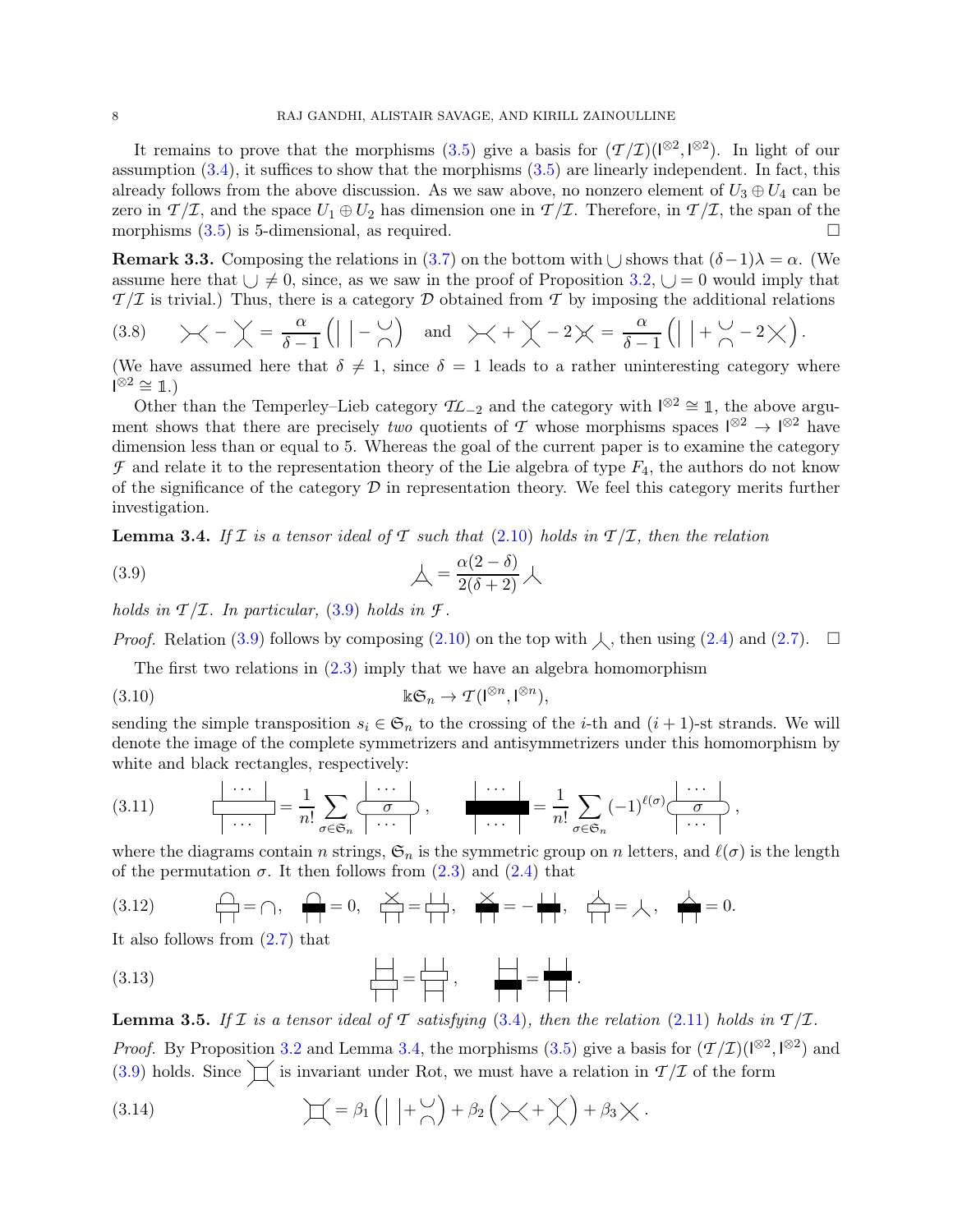It remains to prove that the morphisms (3.5) give a basis for $(\mathcal{T}/\mathcal{I})(\mathsf{I}^{\otimes 2}, \mathsf{I}^{\otimes 2})$. In light of our assumption (3.4), it suffices to show that the morphisms (3.5) are linearly independent. In fact, this already follows from the above discussion. As we saw above, no nonzero element of $U_3 \oplus U_4$ can be zero in $\mathcal{T}/\mathcal{I}$, and the space $U_1 \oplus U_2$ has dimension one in $\mathcal{T}/\mathcal{I}$. Therefore, in $\mathcal{T}/\mathcal{I}$, the span of the morphisms (3.5) is 5-dimensional, as required. □

**Remark 3.3.** Composing the relations in (3.7) on the bottom with $\cup$ shows that $(\delta - 1)\lambda = \alpha$. (We assume here that $\cup \neq 0$, since, as we saw in the proof of Proposition 3.2, $\cup = 0$ would imply that $\mathcal{T}/\mathcal{I}$ is trivial.) Thus, there is a category $\mathcal{D}$ obtained from $\mathcal{T}$ by imposing the additional relations

$$\tag{3.8} \succ\!\prec - \curlyvee\!\!\curlywedge = \frac{\alpha}{\delta - 1}\left( |\,| - \genfrac{}{}{0pt}{}{\cup}{\cap} \right) \quad \text{and} \quad \succ\!\prec + \curlyvee\!\!\curlywedge - 2\times = \frac{\alpha}{\delta - 1}\left( |\,| + \genfrac{}{}{0pt}{}{\cup}{\cap} - 2\times \right).$$

(We have assumed here that $\delta \neq 1$, since $\delta = 1$ leads to a rather uninteresting category where $\mathsf{I}^{\otimes 2} \cong \mathbb{1}$.)

Other than the Temperley–Lieb category $\mathcal{TL}_{-2}$ and the category with $\mathsf{I}^{\otimes 2} \cong \mathbb{1}$, the above argument shows that there are precisely *two* quotients of $\mathcal{T}$ whose morphisms spaces $\mathsf{I}^{\otimes 2} \to \mathsf{I}^{\otimes 2}$ have dimension less than or equal to 5. Whereas the goal of the current paper is to examine the category $\mathcal{F}$ and relate it to the representation theory of the Lie algebra of type $F_4$, the authors do not know of the significance of the category $\mathcal{D}$ in representation theory. We feel this category merits further investigation.

**Lemma 3.4.** *If $\mathcal{I}$ is a tensor ideal of $\mathcal{T}$ such that (2.10) holds in $\mathcal{T}/\mathcal{I}$, then the relation*

$$\tag{3.9} \text{(triangle diagram)} = \frac{\alpha(2-\delta)}{2(\delta+2)} \curlywedge$$

*holds in $\mathcal{T}/\mathcal{I}$. In particular, (3.9) holds in $\mathcal{F}$.*

*Proof.* Relation (3.9) follows by composing (2.10) on the top with $\curlywedge$, then using (2.4) and (2.7). □

The first two relations in (2.3) imply that we have an algebra homomorphism

$$\tag{3.10} \Bbbk\mathfrak{S}_n \to \mathcal{T}(\mathsf{I}^{\otimes n}, \mathsf{I}^{\otimes n}),$$

sending the simple transposition $s_i \in \mathfrak{S}_n$ to the crossing of the $i$-th and $(i+1)$-st strands. We will denote the image of the complete symmetrizers and antisymmetrizers under this homomorphism by white and black rectangles, respectively:

$$\tag{3.11} \text{(white box)} = \frac{1}{n!}\sum_{\sigma \in \mathfrak{S}_n} \text{(}\sigma\text{)}, \qquad \text{(black box)} = \frac{1}{n!}\sum_{\sigma \in \mathfrak{S}_n} (-1)^{\ell(\sigma)} \text{(}\sigma\text{)},$$

where the diagrams contain $n$ strings, $\mathfrak{S}_n$ is the symmetric group on $n$ letters, and $\ell(\sigma)$ is the length of the permutation $\sigma$. It then follows from (2.3) and (2.4) that

$$\tag{3.12} \text{(cap on white box)} = \cap, \quad \text{(cap on black box)} = 0, \quad \text{(crossing on white box)} = \text{(white box)}, \quad \text{(crossing on black box)} = -\text{(black box)}, \quad \text{(merge on white box)} = \curlywedge, \quad \text{(merge on black box)} = 0.$$

It also follows from (2.7) that

$$\tag{3.13} \text{(white box composed)} = \text{(white box composed)}, \qquad \text{(black box composed)} = \text{(black box composed)}.$$

**Lemma 3.5.** *If $\mathcal{I}$ is a tensor ideal of $\mathcal{T}$ satisfying (3.4), then the relation (2.11) holds in $\mathcal{T}/\mathcal{I}$.*

*Proof.* By Proposition 3.2 and Lemma 3.4, the morphisms (3.5) give a basis for $(\mathcal{T}/\mathcal{I})(\mathsf{I}^{\otimes 2}, \mathsf{I}^{\otimes 2})$ and (3.9) holds. Since (square diagram) is invariant under Rot, we must have a relation in $\mathcal{T}/\mathcal{I}$ of the form

$$\tag{3.14} \text{(square diagram)} = \beta_1\left( |\,| + \genfrac{}{}{0pt}{}{\cup}{\cap} \right) + \beta_2\left( \succ\!\prec + \curlyvee\!\!\curlywedge \right) + \beta_3 \times.$$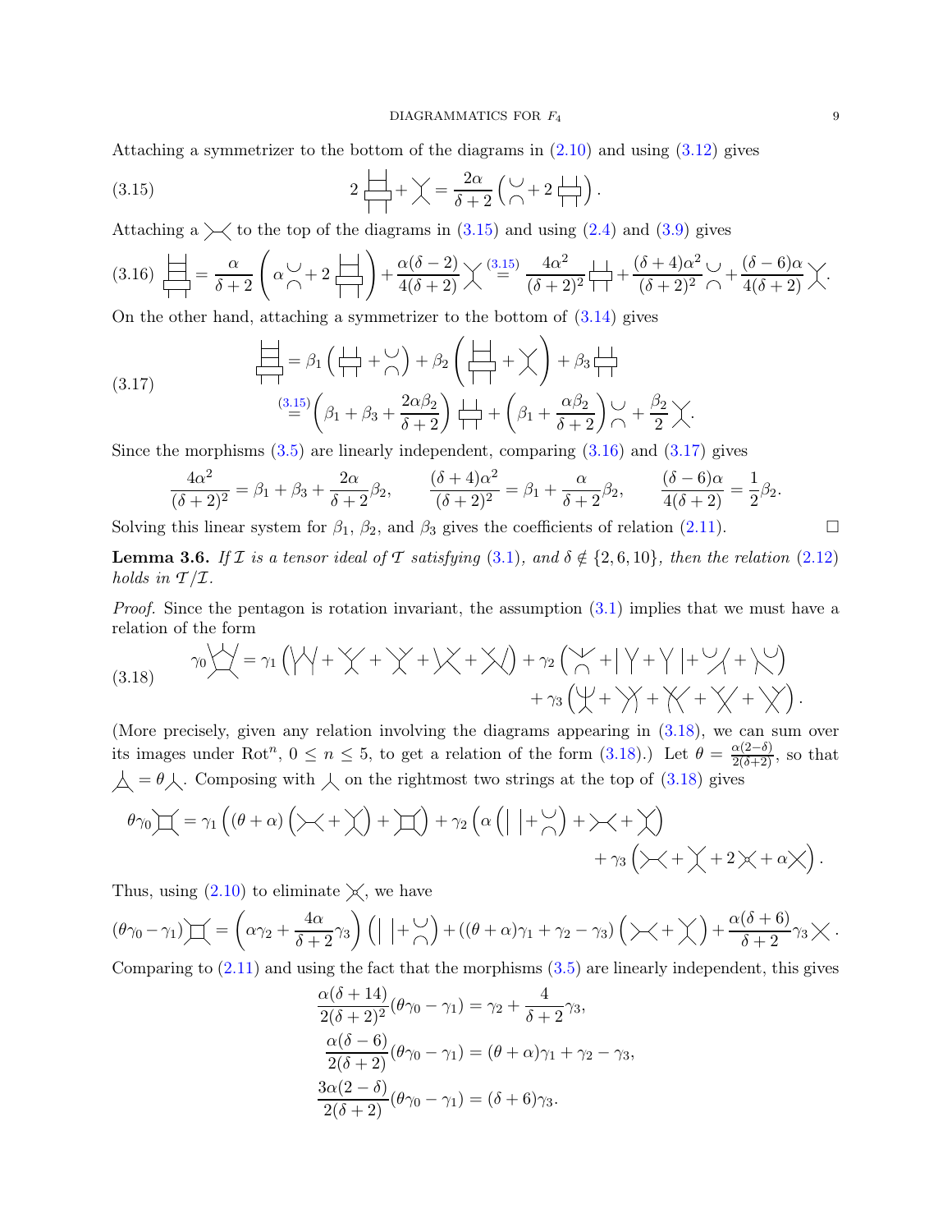Attaching a symmetrizer to the bottom of the diagrams in (2.10) and using (3.12) gives

$$2\,[\text{diagram}] + [\text{diagram}] = \frac{2\alpha}{\delta+2}\left([\text{diagram}] + 2\,[\text{diagram}]\right). \tag{3.15}$$

Attaching a [diagram] to the top of the diagrams in (3.15) and using (2.4) and (3.9) gives

$$[\text{diagram}] = \frac{\alpha}{\delta+2}\left(\alpha\,[\text{diagram}] + 2\,[\text{diagram}]\right) + \frac{\alpha(\delta-2)}{4(\delta+2)}[\text{diagram}] \overset{(3.15)}{=} \frac{4\alpha^2}{(\delta+2)^2}[\text{diagram}] + \frac{(\delta+4)\alpha^2}{(\delta+2)^2}[\text{diagram}] + \frac{(\delta-6)\alpha}{4(\delta+2)}[\text{diagram}]. \tag{3.16}$$

On the other hand, attaching a symmetrizer to the bottom of (3.14) gives

$$\begin{aligned}[\text{diagram}] &= \beta_1\left([\text{diagram}] + [\text{diagram}]\right) + \beta_2\left([\text{diagram}] + [\text{diagram}]\right) + \beta_3\,[\text{diagram}] \\ &\overset{(3.15)}{=} \left(\beta_1 + \beta_3 + \frac{2\alpha\beta_2}{\delta+2}\right)[\text{diagram}] + \left(\beta_1 + \frac{\alpha\beta_2}{\delta+2}\right)[\text{diagram}] + \frac{\beta_2}{2}[\text{diagram}].\end{aligned} \tag{3.17}$$

Since the morphisms (3.5) are linearly independent, comparing (3.16) and (3.17) gives

$$\frac{4\alpha^2}{(\delta+2)^2} = \beta_1 + \beta_3 + \frac{2\alpha}{\delta+2}\beta_2, \qquad \frac{(\delta+4)\alpha^2}{(\delta+2)^2} = \beta_1 + \frac{\alpha}{\delta+2}\beta_2, \qquad \frac{(\delta-6)\alpha}{4(\delta+2)} = \frac{1}{2}\beta_2.$$

Solving this linear system for $\beta_1$, $\beta_2$, and $\beta_3$ gives the coefficients of relation (2.11). $\square$

**Lemma 3.6.** *If $\mathcal{I}$ is a tensor ideal of $\mathcal{T}$ satisfying (3.1), and $\delta \notin \{2, 6, 10\}$, then the relation (2.12) holds in $\mathcal{T}/\mathcal{I}$.*

*Proof.* Since the pentagon is rotation invariant, the assumption (3.1) implies that we must have a relation of the form

$$\begin{aligned}\gamma_0\,[\text{diagram}] = \gamma_1\left([\text{diagram}] + [\text{diagram}] + [\text{diagram}] + [\text{diagram}] + [\text{diagram}]\right) + \gamma_2\left([\text{diagram}] + [\text{diagram}] + [\text{diagram}] + [\text{diagram}] + [\text{diagram}]\right) \\ + \gamma_3\left([\text{diagram}] + [\text{diagram}] + [\text{diagram}] + [\text{diagram}] + [\text{diagram}]\right).\end{aligned} \tag{3.18}$$

(More precisely, given any relation involving the diagrams appearing in (3.18), we can sum over its images under $\mathrm{Rot}^n$, $0 \le n \le 5$, to get a relation of the form (3.18).) Let $\theta = \frac{\alpha(2-\delta)}{2(\delta+2)}$, so that $[\text{diagram}] = \theta\,[\text{diagram}]$. Composing with [diagram] on the rightmost two strings at the top of (3.18) gives

$$\begin{aligned}\theta\gamma_0\,[\text{diagram}] = \gamma_1\left((\theta+\alpha)\left([\text{diagram}] + [\text{diagram}]\right) + [\text{diagram}]\right) + \gamma_2\left(\alpha\left([\text{diagram}] + [\text{diagram}]\right) + [\text{diagram}] + [\text{diagram}]\right) \\ + \gamma_3\left([\text{diagram}] + [\text{diagram}] + 2\,[\text{diagram}] + \alpha\,[\text{diagram}]\right).\end{aligned}$$

Thus, using (2.10) to eliminate [diagram], we have

$$(\theta\gamma_0 - \gamma_1)[\text{diagram}] = \left(\alpha\gamma_2 + \frac{4\alpha}{\delta+2}\gamma_3\right)\left([\text{diagram}] + [\text{diagram}]\right) + \left((\theta+\alpha)\gamma_1 + \gamma_2 - \gamma_3\right)\left([\text{diagram}] + [\text{diagram}]\right) + \frac{\alpha(\delta+6)}{\delta+2}\gamma_3\,[\text{diagram}].$$

Comparing to (2.11) and using the fact that the morphisms (3.5) are linearly independent, this gives

$$\begin{aligned}\frac{\alpha(\delta+14)}{2(\delta+2)^2}(\theta\gamma_0 - \gamma_1) &= \gamma_2 + \frac{4}{\delta+2}\gamma_3, \\ \frac{\alpha(\delta-6)}{2(\delta+2)}(\theta\gamma_0 - \gamma_1) &= (\theta+\alpha)\gamma_1 + \gamma_2 - \gamma_3, \\ \frac{3\alpha(2-\delta)}{2(\delta+2)}(\theta\gamma_0 - \gamma_1) &= (\delta+6)\gamma_3.\end{aligned}$$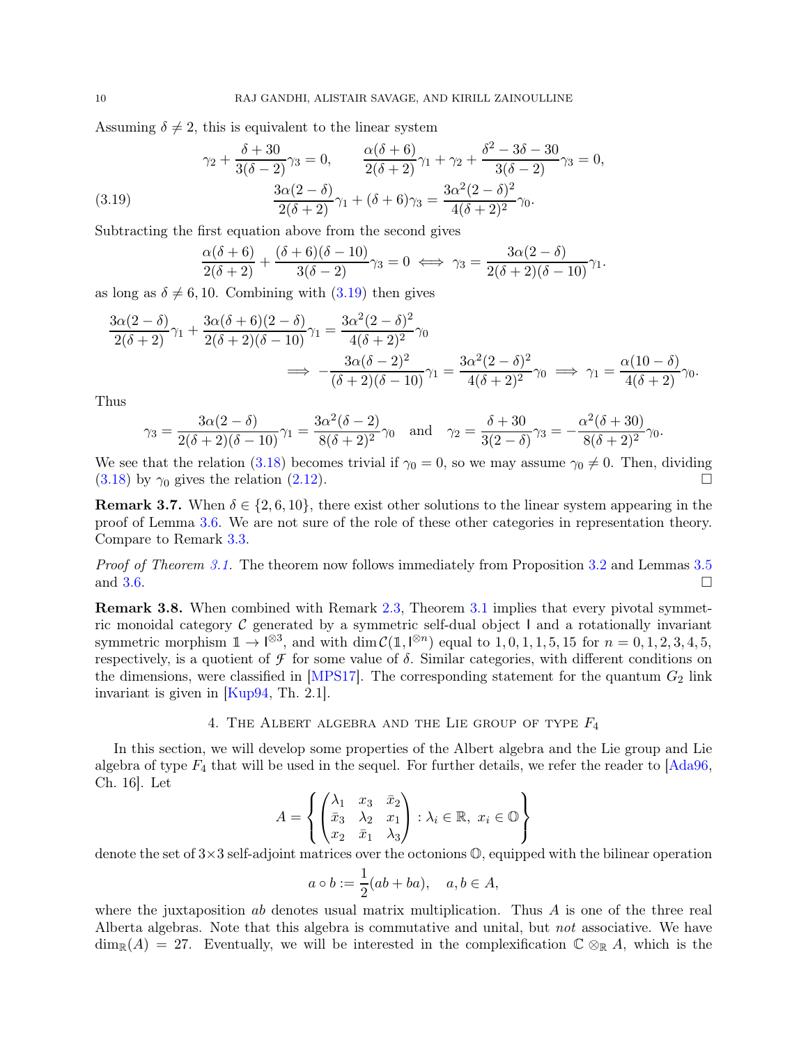Assuming $\delta \neq 2$, this is equivalent to the linear system

$$\gamma_2 + \frac{\delta+30}{3(\delta-2)}\gamma_3 = 0, \qquad \frac{\alpha(\delta+6)}{2(\delta+2)}\gamma_1 + \gamma_2 + \frac{\delta^2-3\delta-30}{3(\delta-2)}\gamma_3 = 0,$$

$$\frac{3\alpha(2-\delta)}{2(\delta+2)}\gamma_1 + (\delta+6)\gamma_3 = \frac{3\alpha^2(2-\delta)^2}{4(\delta+2)^2}\gamma_0. \tag{3.19}$$

Subtracting the first equation above from the second gives

$$\frac{\alpha(\delta+6)}{2(\delta+2)} + \frac{(\delta+6)(\delta-10)}{3(\delta-2)}\gamma_3 = 0 \iff \gamma_3 = \frac{3\alpha(2-\delta)}{2(\delta+2)(\delta-10)}\gamma_1.$$

as long as $\delta \neq 6, 10$. Combining with (3.19) then gives

$$\frac{3\alpha(2-\delta)}{2(\delta+2)}\gamma_1 + \frac{3\alpha(\delta+6)(2-\delta)}{2(\delta+2)(\delta-10)}\gamma_1 = \frac{3\alpha^2(2-\delta)^2}{4(\delta+2)^2}\gamma_0$$

$$\implies -\frac{3\alpha(\delta-2)^2}{(\delta+2)(\delta-10)}\gamma_1 = \frac{3\alpha^2(2-\delta)^2}{4(\delta+2)^2}\gamma_0 \implies \gamma_1 = \frac{\alpha(10-\delta)}{4(\delta+2)}\gamma_0.$$

Thus

$$\gamma_3 = \frac{3\alpha(2-\delta)}{2(\delta+2)(\delta-10)}\gamma_1 = \frac{3\alpha^2(\delta-2)}{8(\delta+2)^2}\gamma_0 \quad \text{and} \quad \gamma_2 = \frac{\delta+30}{3(2-\delta)}\gamma_3 = -\frac{\alpha^2(\delta+30)}{8(\delta+2)^2}\gamma_0.$$

We see that the relation (3.18) becomes trivial if $\gamma_0 = 0$, so we may assume $\gamma_0 \neq 0$. Then, dividing (3.18) by $\gamma_0$ gives the relation (2.12). □

**Remark 3.7.** When $\delta \in \{2, 6, 10\}$, there exist other solutions to the linear system appearing in the proof of Lemma 3.6. We are not sure of the role of these other categories in representation theory. Compare to Remark 3.3.

*Proof of Theorem 3.1.* The theorem now follows immediately from Proposition 3.2 and Lemmas 3.5 and 3.6. □

**Remark 3.8.** When combined with Remark 2.3, Theorem 3.1 implies that every pivotal symmetric monoidal category $\mathcal{C}$ generated by a symmetric self-dual object $\mathsf{I}$ and a rotationally invariant symmetric morphism $\mathbb{1} \to \mathsf{I}^{\otimes 3}$, and with $\dim \mathcal{C}(\mathbb{1}, \mathsf{I}^{\otimes n})$ equal to $1, 0, 1, 1, 5, 15$ for $n = 0, 1, 2, 3, 4, 5$, respectively, is a quotient of $\mathcal{F}$ for some value of $\delta$. Similar categories, with different conditions on the dimensions, were classified in [MPS17]. The corresponding statement for the quantum $G_2$ link invariant is given in [Kup94, Th. 2.1].

## 4. The Albert algebra and the Lie group of type $F_4$

In this section, we will develop some properties of the Albert algebra and the Lie group and Lie algebra of type $F_4$ that will be used in the sequel. For further details, we refer the reader to [Ada96, Ch. 16]. Let

$$A = \left\{ \begin{pmatrix} \lambda_1 & x_3 & \bar{x}_2 \\ \bar{x}_3 & \lambda_2 & x_1 \\ x_2 & \bar{x}_1 & \lambda_3 \end{pmatrix} : \lambda_i \in \mathbb{R},\ x_i \in \mathbb{O} \right\}$$

denote the set of $3\times 3$ self-adjoint matrices over the octonions $\mathbb{O}$, equipped with the bilinear operation

$$a \circ b := \frac{1}{2}(ab + ba), \quad a, b \in A,$$

where the juxtaposition $ab$ denotes usual matrix multiplication. Thus $A$ is one of the three real Alberta algebras. Note that this algebra is commutative and unital, but *not* associative. We have $\dim_{\mathbb{R}}(A) = 27$. Eventually, we will be interested in the complexification $\mathbb{C} \otimes_{\mathbb{R}} A$, which is the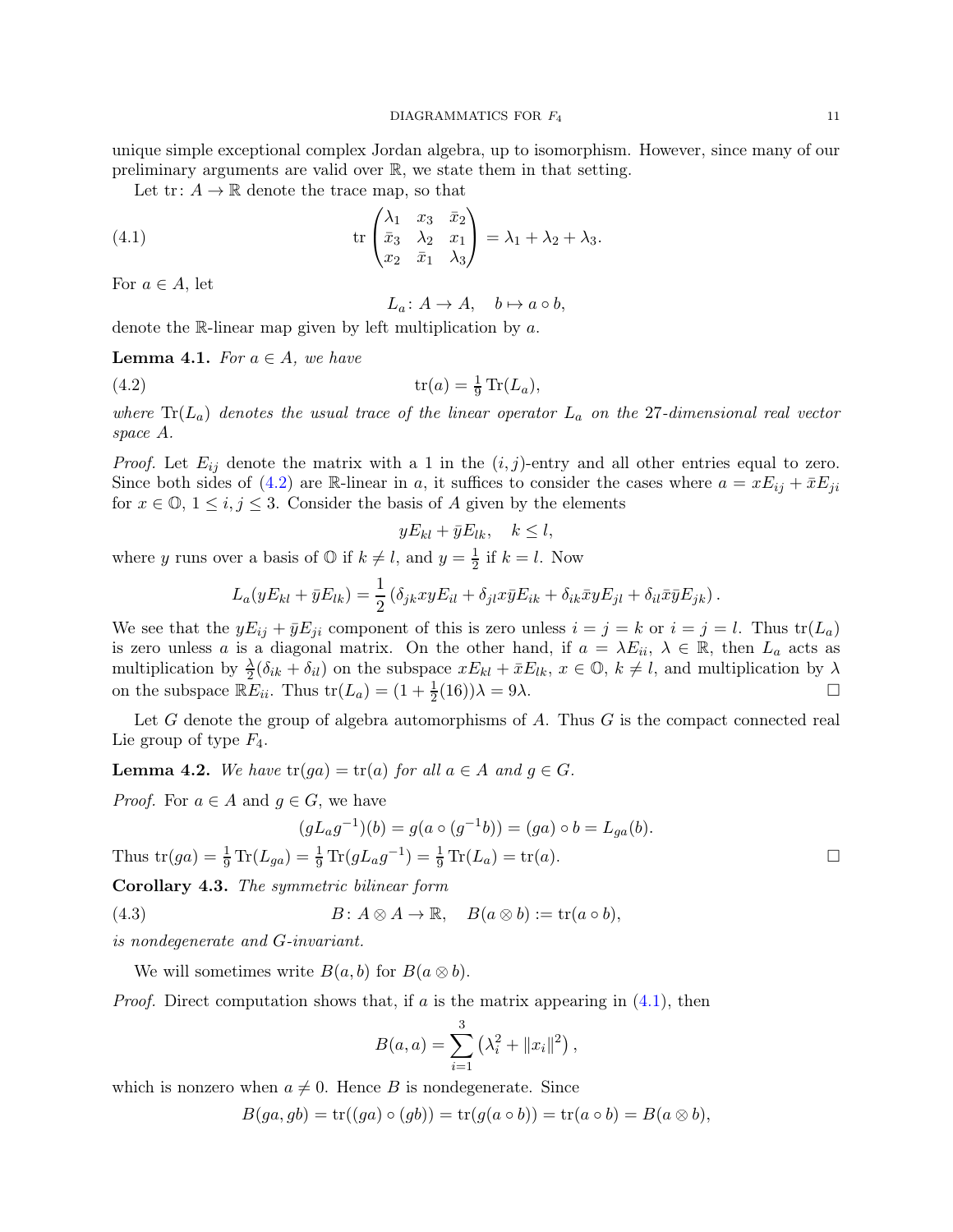unique simple exceptional complex Jordan algebra, up to isomorphism. However, since many of our preliminary arguments are valid over $\mathbb{R}$, we state them in that setting.

Let $\operatorname{tr}\colon A \to \mathbb{R}$ denote the trace map, so that

$$\operatorname{tr}\begin{pmatrix} \lambda_1 & x_3 & \bar{x}_2 \\ \bar{x}_3 & \lambda_2 & x_1 \\ x_2 & \bar{x}_1 & \lambda_3 \end{pmatrix} = \lambda_1 + \lambda_2 + \lambda_3. \tag{4.1}$$

For $a \in A$, let

$$L_a\colon A \to A, \quad b \mapsto a \circ b,$$

denote the $\mathbb{R}$-linear map given by left multiplication by $a$.

**Lemma 4.1.** *For $a \in A$, we have*

$$\operatorname{tr}(a) = \tfrac{1}{9}\operatorname{Tr}(L_a), \tag{4.2}$$

*where $\operatorname{Tr}(L_a)$ denotes the usual trace of the linear operator $L_a$ on the 27-dimensional real vector space $A$.*

*Proof.* Let $E_{ij}$ denote the matrix with a 1 in the $(i,j)$-entry and all other entries equal to zero. Since both sides of (4.2) are $\mathbb{R}$-linear in $a$, it suffices to consider the cases where $a = xE_{ij} + \bar{x}E_{ji}$ for $x \in \mathbb{O}$, $1 \le i, j \le 3$. Consider the basis of $A$ given by the elements

$$yE_{kl} + \bar{y}E_{lk}, \quad k \le l,$$

where $y$ runs over a basis of $\mathbb{O}$ if $k \neq l$, and $y = \frac{1}{2}$ if $k = l$. Now

$$L_a(yE_{kl} + \bar{y}E_{lk}) = \frac{1}{2}\left(\delta_{jk} xyE_{il} + \delta_{jl} x\bar{y}E_{ik} + \delta_{ik}\bar{x}yE_{jl} + \delta_{il}\bar{x}\bar{y}E_{jk}\right).$$

We see that the $yE_{ij} + \bar{y}E_{ji}$ component of this is zero unless $i = j = k$ or $i = j = l$. Thus $\operatorname{tr}(L_a)$ is zero unless $a$ is a diagonal matrix. On the other hand, if $a = \lambda E_{ii}$, $\lambda \in \mathbb{R}$, then $L_a$ acts as multiplication by $\frac{\lambda}{2}(\delta_{ik} + \delta_{il})$ on the subspace $xE_{kl} + \bar{x}E_{lk}$, $x \in \mathbb{O}$, $k \neq l$, and multiplication by $\lambda$ on the subspace $\mathbb{R}E_{ii}$. Thus $\operatorname{tr}(L_a) = (1 + \frac{1}{2}(16))\lambda = 9\lambda$. $\square$

Let $G$ denote the group of algebra automorphisms of $A$. Thus $G$ is the compact connected real Lie group of type $F_4$.

**Lemma 4.2.** *We have $\operatorname{tr}(ga) = \operatorname{tr}(a)$ for all $a \in A$ and $g \in G$.*

*Proof.* For $a \in A$ and $g \in G$, we have

$$(gL_ag^{-1})(b) = g(a \circ (g^{-1}b)) = (ga) \circ b = L_{ga}(b).$$

Thus $\operatorname{tr}(ga) = \frac{1}{9}\operatorname{Tr}(L_{ga}) = \frac{1}{9}\operatorname{Tr}(gL_ag^{-1}) = \frac{1}{9}\operatorname{Tr}(L_a) = \operatorname{tr}(a)$. $\square$

**Corollary 4.3.** *The symmetric bilinear form*

$$B\colon A \otimes A \to \mathbb{R}, \quad B(a \otimes b) := \operatorname{tr}(a \circ b), \tag{4.3}$$

*is nondegenerate and $G$-invariant.*

We will sometimes write $B(a,b)$ for $B(a \otimes b)$.

*Proof.* Direct computation shows that, if $a$ is the matrix appearing in (4.1), then

$$B(a,a) = \sum_{i=1}^{3}\left(\lambda_i^2 + \|x_i\|^2\right),$$

which is nonzero when $a \neq 0$. Hence $B$ is nondegenerate. Since

$$B(ga, gb) = \operatorname{tr}((ga) \circ (gb)) = \operatorname{tr}(g(a \circ b)) = \operatorname{tr}(a \circ b) = B(a \otimes b),$$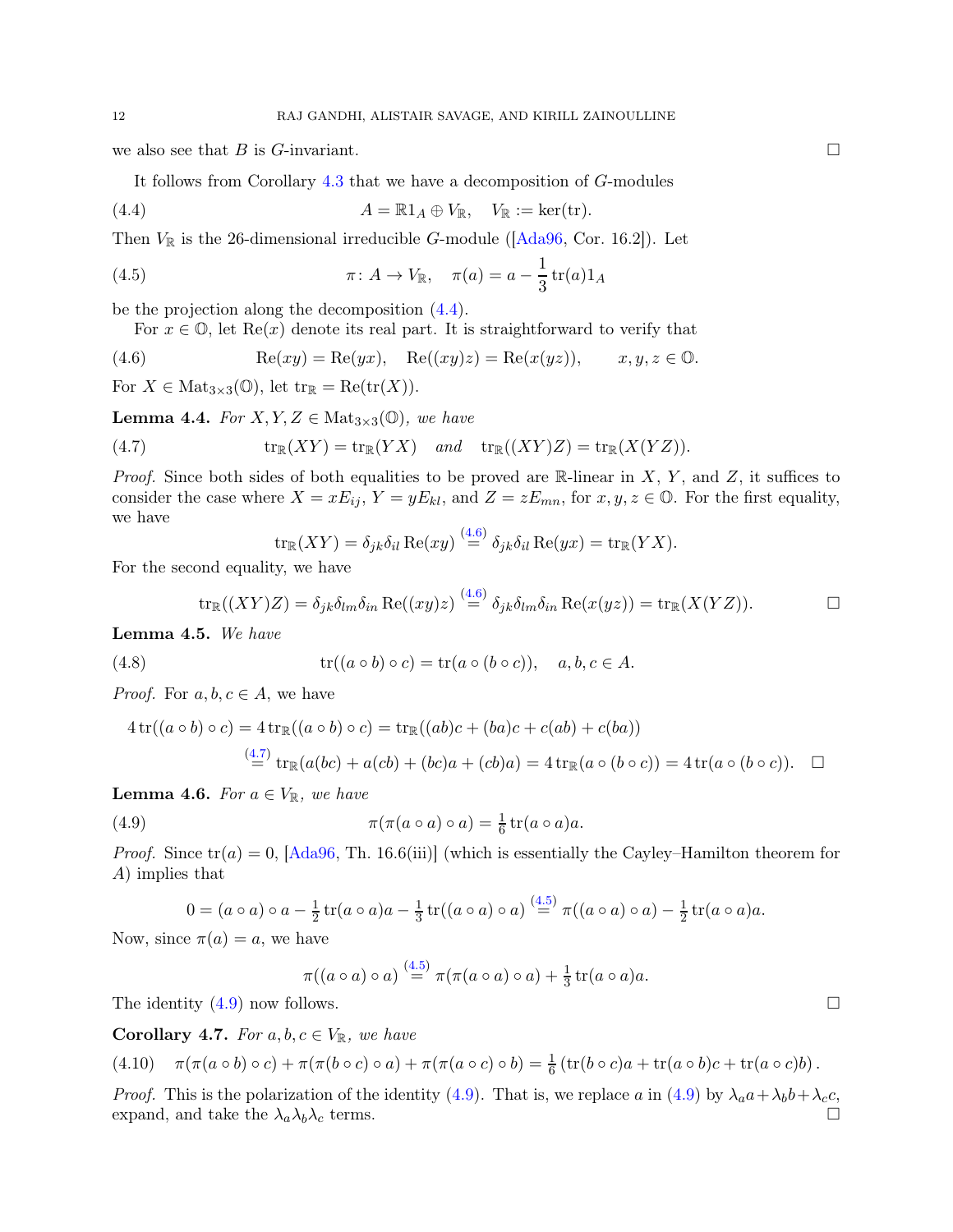we also see that $B$ is $G$-invariant. $\square$

It follows from Corollary 4.3 that we have a decomposition of $G$-modules

$$A = \mathbb{R}1_A \oplus V_\mathbb{R}, \quad V_\mathbb{R} := \ker(\mathrm{tr}). \tag{4.4}$$

Then $V_\mathbb{R}$ is the 26-dimensional irreducible $G$-module ([Ada96, Cor. 16.2]). Let

$$\pi\colon A \to V_\mathbb{R}, \quad \pi(a) = a - \frac{1}{3}\mathrm{tr}(a)1_A \tag{4.5}$$

be the projection along the decomposition (4.4).

For $x \in \mathbb{O}$, let $\mathrm{Re}(x)$ denote its real part. It is straightforward to verify that

$$\mathrm{Re}(xy) = \mathrm{Re}(yx), \quad \mathrm{Re}((xy)z) = \mathrm{Re}(x(yz)), \qquad x, y, z \in \mathbb{O}. \tag{4.6}$$

For $X \in \mathrm{Mat}_{3\times 3}(\mathbb{O})$, let $\mathrm{tr}_\mathbb{R} = \mathrm{Re}(\mathrm{tr}(X))$.

**Lemma 4.4.** *For $X, Y, Z \in \mathrm{Mat}_{3\times 3}(\mathbb{O})$, we have*

$$\mathrm{tr}_\mathbb{R}(XY) = \mathrm{tr}_\mathbb{R}(YX) \quad \text{and} \quad \mathrm{tr}_\mathbb{R}((XY)Z) = \mathrm{tr}_\mathbb{R}(X(YZ)). \tag{4.7}$$

*Proof.* Since both sides of both equalities to be proved are $\mathbb{R}$-linear in $X$, $Y$, and $Z$, it suffices to consider the case where $X = xE_{ij}$, $Y = yE_{kl}$, and $Z = zE_{mn}$, for $x, y, z \in \mathbb{O}$. For the first equality, we have

$$\mathrm{tr}_\mathbb{R}(XY) = \delta_{jk}\delta_{il}\,\mathrm{Re}(xy) \overset{(4.6)}{=} \delta_{jk}\delta_{il}\,\mathrm{Re}(yx) = \mathrm{tr}_\mathbb{R}(YX).$$

For the second equality, we have

$$\mathrm{tr}_\mathbb{R}((XY)Z) = \delta_{jk}\delta_{lm}\delta_{in}\,\mathrm{Re}((xy)z) \overset{(4.6)}{=} \delta_{jk}\delta_{lm}\delta_{in}\,\mathrm{Re}(x(yz)) = \mathrm{tr}_\mathbb{R}(X(YZ)). \qquad \square$$

**Lemma 4.5.** *We have*

$$\mathrm{tr}((a \circ b) \circ c) = \mathrm{tr}(a \circ (b \circ c)), \quad a, b, c \in A. \tag{4.8}$$

*Proof.* For $a, b, c \in A$, we have

$$\begin{aligned}
4\,\mathrm{tr}((a \circ b) \circ c) &= 4\,\mathrm{tr}_\mathbb{R}((a \circ b) \circ c) = \mathrm{tr}_\mathbb{R}((ab)c + (ba)c + c(ab) + c(ba)) \\
&\overset{(4.7)}{=} \mathrm{tr}_\mathbb{R}(a(bc) + a(cb) + (bc)a + (cb)a) = 4\,\mathrm{tr}_\mathbb{R}(a \circ (b \circ c)) = 4\,\mathrm{tr}(a \circ (b \circ c)). \quad \square
\end{aligned}$$

**Lemma 4.6.** *For $a \in V_\mathbb{R}$, we have*

$$\pi(\pi(a \circ a) \circ a) = \tfrac{1}{6}\,\mathrm{tr}(a \circ a)a. \tag{4.9}$$

*Proof.* Since $\mathrm{tr}(a) = 0$, [Ada96, Th. 16.6(iii)] (which is essentially the Cayley–Hamilton theorem for $A$) implies that

$$0 = (a \circ a) \circ a - \tfrac{1}{2}\,\mathrm{tr}(a \circ a)a - \tfrac{1}{3}\,\mathrm{tr}((a \circ a) \circ a) \overset{(4.5)}{=} \pi((a \circ a) \circ a) - \tfrac{1}{2}\,\mathrm{tr}(a \circ a)a.$$

Now, since $\pi(a) = a$, we have

$$\pi((a \circ a) \circ a) \overset{(4.5)}{=} \pi(\pi(a \circ a) \circ a) + \tfrac{1}{3}\,\mathrm{tr}(a \circ a)a.$$

The identity (4.9) now follows. $\square$

**Corollary 4.7.** *For $a, b, c \in V_\mathbb{R}$, we have*

$$\pi(\pi(a \circ b) \circ c) + \pi(\pi(b \circ c) \circ a) + \pi(\pi(a \circ c) \circ b) = \tfrac{1}{6}\left(\mathrm{tr}(b \circ c)a + \mathrm{tr}(a \circ b)c + \mathrm{tr}(a \circ c)b\right). \tag{4.10}$$

*Proof.* This is the polarization of the identity (4.9). That is, we replace $a$ in (4.9) by $\lambda_a a + \lambda_b b + \lambda_c c$, expand, and take the $\lambda_a\lambda_b\lambda_c$ terms. $\square$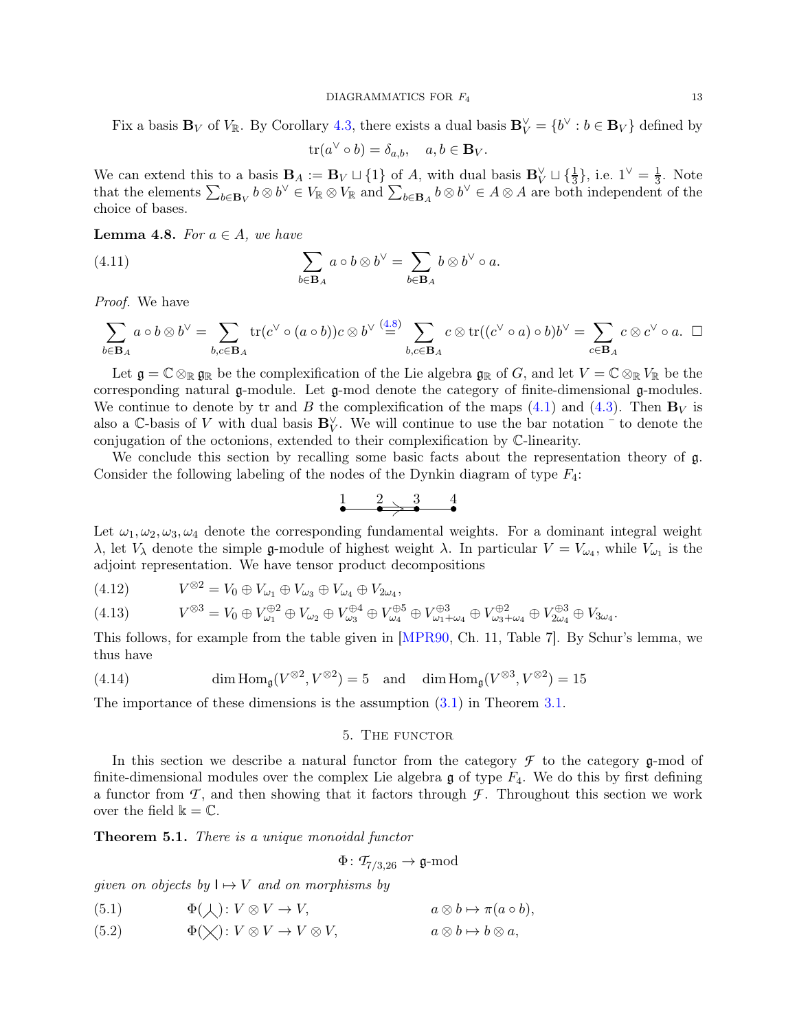Fix a basis $\mathbf{B}_V$ of $V_\mathbb{R}$. By Corollary 4.3, there exists a dual basis $\mathbf{B}_V^\vee = \{b^\vee : b \in \mathbf{B}_V\}$ defined by

$$\operatorname{tr}(a^\vee \circ b) = \delta_{a,b}, \quad a, b \in \mathbf{B}_V.$$

We can extend this to a basis $\mathbf{B}_A := \mathbf{B}_V \sqcup \{1\}$ of $A$, with dual basis $\mathbf{B}_V^\vee \sqcup \{\frac{1}{3}\}$, i.e. $1^\vee = \frac{1}{3}$. Note that the elements $\sum_{b \in \mathbf{B}_V} b \otimes b^\vee \in V_\mathbb{R} \otimes V_\mathbb{R}$ and $\sum_{b \in \mathbf{B}_A} b \otimes b^\vee \in A \otimes A$ are both independent of the choice of bases.

**Lemma 4.8.** *For $a \in A$, we have*

$$\sum_{b \in \mathbf{B}_A} a \circ b \otimes b^\vee = \sum_{b \in \mathbf{B}_A} b \otimes b^\vee \circ a. \tag{4.11}$$

*Proof.* We have

$$\sum_{b \in \mathbf{B}_A} a \circ b \otimes b^\vee = \sum_{b,c \in \mathbf{B}_A} \operatorname{tr}(c^\vee \circ (a \circ b)) c \otimes b^\vee \overset{(4.8)}{=} \sum_{b,c \in \mathbf{B}_A} c \otimes \operatorname{tr}((c^\vee \circ a) \circ b) b^\vee = \sum_{c \in \mathbf{B}_A} c \otimes c^\vee \circ a. \qquad \square$$

Let $\mathfrak{g} = \mathbb{C} \otimes_\mathbb{R} \mathfrak{g}_\mathbb{R}$ be the complexification of the Lie algebra $\mathfrak{g}_\mathbb{R}$ of $G$, and let $V = \mathbb{C} \otimes_\mathbb{R} V_\mathbb{R}$ be the corresponding natural $\mathfrak{g}$-module. Let $\mathfrak{g}$-mod denote the category of finite-dimensional $\mathfrak{g}$-modules. We continue to denote by tr and $B$ the complexification of the maps (4.1) and (4.3). Then $\mathbf{B}_V$ is also a $\mathbb{C}$-basis of $V$ with dual basis $\mathbf{B}_V^\vee$. We will continue to use the bar notation $\bar{\ }$ to denote the conjugation of the octonions, extended to their complexification by $\mathbb{C}$-linearity.

We conclude this section by recalling some basic facts about the representation theory of $\mathfrak{g}$. Consider the following labeling of the nodes of the Dynkin diagram of type $F_4$:

1 — 2 ⇒ 3 — 4

Let $\omega_1, \omega_2, \omega_3, \omega_4$ denote the corresponding fundamental weights. For a dominant integral weight $\lambda$, let $V_\lambda$ denote the simple $\mathfrak{g}$-module of highest weight $\lambda$. In particular $V = V_{\omega_4}$, while $V_{\omega_1}$ is the adjoint representation. We have tensor product decompositions

$$V^{\otimes 2} = V_0 \oplus V_{\omega_1} \oplus V_{\omega_3} \oplus V_{\omega_4} \oplus V_{2\omega_4}, \tag{4.12}$$

$$V^{\otimes 3} = V_0 \oplus V_{\omega_1}^{\oplus 2} \oplus V_{\omega_2} \oplus V_{\omega_3}^{\oplus 4} \oplus V_{\omega_4}^{\oplus 5} \oplus V_{\omega_1+\omega_4}^{\oplus 3} \oplus V_{\omega_3+\omega_4}^{\oplus 2} \oplus V_{2\omega_4}^{\oplus 3} \oplus V_{3\omega_4}. \tag{4.13}$$

This follows, for example from the table given in [MPR90, Ch. 11, Table 7]. By Schur's lemma, we thus have

$$\dim \operatorname{Hom}_\mathfrak{g}(V^{\otimes 2}, V^{\otimes 2}) = 5 \quad \text{and} \quad \dim \operatorname{Hom}_\mathfrak{g}(V^{\otimes 3}, V^{\otimes 2}) = 15 \tag{4.14}$$

The importance of these dimensions is the assumption (3.1) in Theorem 3.1.

## 5. The functor

In this section we describe a natural functor from the category $\mathcal{F}$ to the category $\mathfrak{g}$-mod of finite-dimensional modules over the complex Lie algebra $\mathfrak{g}$ of type $F_4$. We do this by first defining a functor from $\mathcal{T}$, and then showing that it factors through $\mathcal{F}$. Throughout this section we work over the field $\Bbbk = \mathbb{C}$.

**Theorem 5.1.** *There is a unique monoidal functor*

$$\Phi \colon \mathcal{T}_{7/3,26} \to \mathfrak{g}\text{-mod}$$

*given on objects by* $\mathsf{I} \mapsto V$ *and on morphisms by*

$$\Phi(\text{merge}) \colon V \otimes V \to V, \qquad a \otimes b \mapsto \pi(a \circ b), \tag{5.1}$$

$$\Phi(\text{crossing}) \colon V \otimes V \to V \otimes V, \qquad a \otimes b \mapsto b \otimes a, \tag{5.2}$$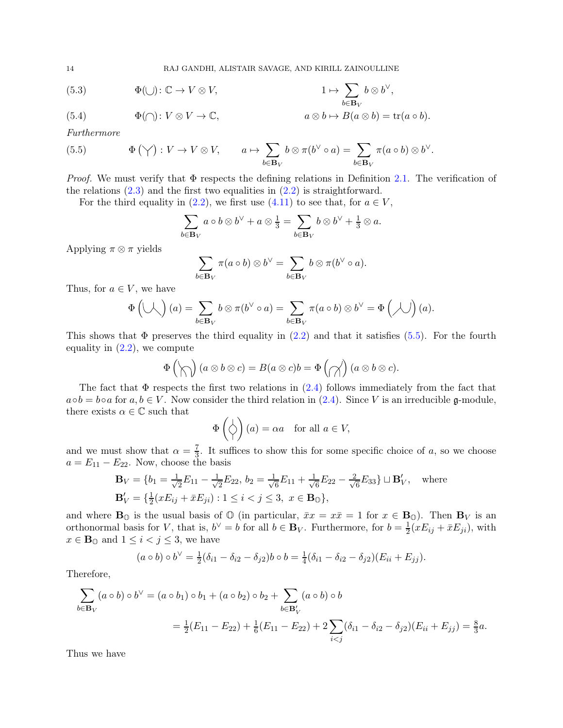$$\Phi(\cup)\colon \mathbb{C} \to V \otimes V, \qquad 1 \mapsto \sum_{b \in \mathbf{B}_V} b \otimes b^\vee, \tag{5.3}$$

$$\Phi(\cap)\colon V \otimes V \to \mathbb{C}, \qquad a \otimes b \mapsto B(a \otimes b) = \operatorname{tr}(a \circ b). \tag{5.4}$$

*Furthermore*

$$\Phi\left(\curlyvee\right) \colon V \to V \otimes V, \qquad a \mapsto \sum_{b \in \mathbf{B}_V} b \otimes \pi(b^\vee \circ a) = \sum_{b \in \mathbf{B}_V} \pi(a \circ b) \otimes b^\vee. \tag{5.5}$$

*Proof.* We must verify that $\Phi$ respects the defining relations in Definition 2.1. The verification of the relations (2.3) and the first two equalities in (2.2) is straightforward.

For the third equality in (2.2), we first use (4.11) to see that, for $a \in V$,

$$\sum_{b \in \mathbf{B}_V} a \circ b \otimes b^\vee + a \otimes \tfrac{1}{3} = \sum_{b \in \mathbf{B}_V} b \otimes b^\vee + \tfrac{1}{3} \otimes a.$$

Applying $\pi \otimes \pi$ yields

$$\sum_{b \in \mathbf{B}_V} \pi(a \circ b) \otimes b^\vee = \sum_{b \in \mathbf{B}_V} b \otimes \pi(b^\vee \circ a).$$

Thus, for $a \in V$, we have

$$\Phi\left(\cup\!\!\!\curlywedge\right)(a) = \sum_{b \in \mathbf{B}_V} b \otimes \pi(b^\vee \circ a) = \sum_{b \in \mathbf{B}_V} \pi(a \circ b) \otimes b^\vee = \Phi\left(\curlywedge\!\!\!\cup\right)(a).$$

This shows that $\Phi$ preserves the third equality in (2.2) and that it satisfies (5.5). For the fourth equality in (2.2), we compute

$$\Phi\left(\curlyvee\!\!\cap\right)(a \otimes b \otimes c) = B(a \otimes c)b = \Phi\left(\cap\!\!\curlyvee\right)(a \otimes b \otimes c).$$

The fact that $\Phi$ respects the first two relations in (2.4) follows immediately from the fact that $a \circ b = b \circ a$ for $a, b \in V$. Now consider the third relation in (2.4). Since $V$ is an irreducible $\mathfrak{g}$-module, there exists $\alpha \in \mathbb{C}$ such that

$$\Phi\left(\diamond\right)(a) = \alpha a \quad \text{for all } a \in V,$$

and we must show that $\alpha = \frac{7}{3}$. It suffices to show this for some specific choice of $a$, so we choose $a = E_{11} - E_{22}$. Now, choose the basis

$$\mathbf{B}_V = \{b_1 = \tfrac{1}{\sqrt{2}}E_{11} - \tfrac{1}{\sqrt{2}}E_{22},\ b_2 = \tfrac{1}{\sqrt{6}}E_{11} + \tfrac{1}{\sqrt{6}}E_{22} - \tfrac{2}{\sqrt{6}}E_{33}\} \sqcup \mathbf{B}_V', \quad \text{where}$$
$$\mathbf{B}_V' = \{\tfrac{1}{2}(xE_{ij} + \bar{x}E_{ji}) : 1 \le i < j \le 3,\ x \in \mathbf{B}_{\mathbb{O}}\},$$

and where $\mathbf{B}_{\mathbb{O}}$ is the usual basis of $\mathbb{O}$ (in particular, $\bar{x}x = x\bar{x} = 1$ for $x \in \mathbf{B}_{\mathbb{O}}$). Then $\mathbf{B}_V$ is an orthonormal basis for $V$, that is, $b^\vee = b$ for all $b \in \mathbf{B}_V$. Furthermore, for $b = \frac{1}{2}(xE_{ij} + \bar{x}E_{ji})$, with $x \in \mathbf{B}_{\mathbb{O}}$ and $1 \le i < j \le 3$, we have

$$(a \circ b) \circ b^\vee = \tfrac{1}{2}(\delta_{i1} - \delta_{i2} - \delta_{j2}) b \circ b = \tfrac{1}{4}(\delta_{i1} - \delta_{i2} - \delta_{j2})(E_{ii} + E_{jj}).$$

Therefore,

$$\begin{aligned}
\sum_{b \in \mathbf{B}_V} (a \circ b) \circ b^\vee &= (a \circ b_1) \circ b_1 + (a \circ b_2) \circ b_2 + \sum_{b \in \mathbf{B}_V'} (a \circ b) \circ b \\
&= \tfrac{1}{2}(E_{11} - E_{22}) + \tfrac{1}{6}(E_{11} - E_{22}) + 2 \sum_{i<j} (\delta_{i1} - \delta_{i2} - \delta_{j2})(E_{ii} + E_{jj}) = \tfrac{8}{3}a.
\end{aligned}$$

Thus we have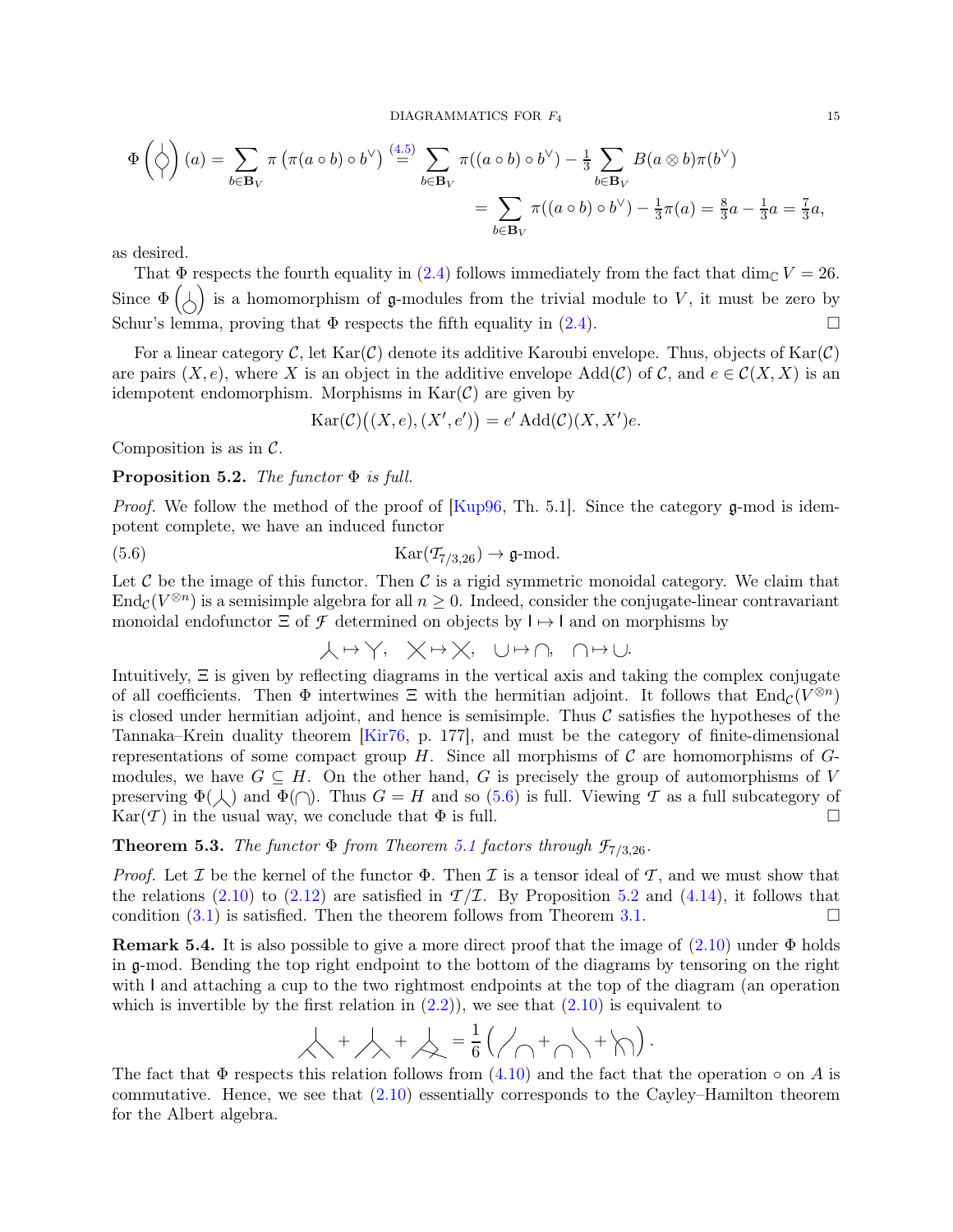$$\Phi\left(\text{[diagram]}\right)(a) = \sum_{b \in \mathbf{B}_V} \pi\left(\pi(a \circ b) \circ b^\vee\right) \overset{(4.5)}{=} \sum_{b \in \mathbf{B}_V} \pi((a \circ b) \circ b^\vee) - \tfrac{1}{3} \sum_{b \in \mathbf{B}_V} B(a \otimes b)\pi(b^\vee)$$

$$= \sum_{b \in \mathbf{B}_V} \pi((a \circ b) \circ b^\vee) - \tfrac{1}{3}\pi(a) = \tfrac{8}{3}a - \tfrac{1}{3}a = \tfrac{7}{3}a,$$

as desired.

That $\Phi$ respects the fourth equality in (2.4) follows immediately from the fact that $\dim_{\mathbb{C}} V = 26$. Since $\Phi\left(\text{[diagram]}\right)$ is a homomorphism of $\mathfrak{g}$-modules from the trivial module to $V$, it must be zero by Schur's lemma, proving that $\Phi$ respects the fifth equality in (2.4). ☐

For a linear category $\mathcal{C}$, let $\mathrm{Kar}(\mathcal{C})$ denote its additive Karoubi envelope. Thus, objects of $\mathrm{Kar}(\mathcal{C})$ are pairs $(X, e)$, where $X$ is an object in the additive envelope $\mathrm{Add}(\mathcal{C})$ of $\mathcal{C}$, and $e \in \mathcal{C}(X, X)$ is an idempotent endomorphism. Morphisms in $\mathrm{Kar}(\mathcal{C})$ are given by

$$\mathrm{Kar}(\mathcal{C})\big((X, e), (X', e')\big) = e' \, \mathrm{Add}(\mathcal{C})(X, X')e.$$

Composition is as in $\mathcal{C}$.

**Proposition 5.2.** *The functor $\Phi$ is full.*

*Proof.* We follow the method of the proof of [Kup96, Th. 5.1]. Since the category $\mathfrak{g}$-mod is idempotent complete, we have an induced functor

$$\mathrm{Kar}(\mathcal{T}_{7/3,26}) \to \mathfrak{g}\text{-mod}. \tag{5.6}$$

Let $\mathcal{C}$ be the image of this functor. Then $\mathcal{C}$ is a rigid symmetric monoidal category. We claim that $\mathrm{End}_{\mathcal{C}}(V^{\otimes n})$ is a semisimple algebra for all $n \geq 0$. Indeed, consider the conjugate-linear contravariant monoidal endofunctor $\Xi$ of $\mathcal{F}$ determined on objects by $\mathsf{I} \mapsto \mathsf{I}$ and on morphisms by

$$\text{[merge]} \mapsto \text{[split]}, \quad \text{[crossing]} \mapsto \text{[crossing]}, \quad \cup \mapsto \cap, \quad \cap \mapsto \cup.$$

Intuitively, $\Xi$ is given by reflecting diagrams in the vertical axis and taking the complex conjugate of all coefficients. Then $\Phi$ intertwines $\Xi$ with the hermitian adjoint. It follows that $\mathrm{End}_{\mathcal{C}}(V^{\otimes n})$ is closed under hermitian adjoint, and hence is semisimple. Thus $\mathcal{C}$ satisfies the hypotheses of the Tannaka–Krein duality theorem [Kir76, p. 177], and must be the category of finite-dimensional representations of some compact group $H$. Since all morphisms of $\mathcal{C}$ are homomorphisms of $G$-modules, we have $G \subseteq H$. On the other hand, $G$ is precisely the group of automorphisms of $V$ preserving $\Phi(\text{[merge]})$ and $\Phi(\cap)$. Thus $G = H$ and so (5.6) is full. Viewing $\mathcal{T}$ as a full subcategory of $\mathrm{Kar}(\mathcal{T})$ in the usual way, we conclude that $\Phi$ is full. ☐

**Theorem 5.3.** *The functor $\Phi$ from Theorem 5.1 factors through $\mathcal{F}_{7/3,26}$.*

*Proof.* Let $\mathcal{I}$ be the kernel of the functor $\Phi$. Then $\mathcal{I}$ is a tensor ideal of $\mathcal{T}$, and we must show that the relations (2.10) to (2.12) are satisfied in $\mathcal{T}/\mathcal{I}$. By Proposition 5.2 and (4.14), it follows that condition (3.1) is satisfied. Then the theorem follows from Theorem 3.1. ☐

**Remark 5.4.** It is also possible to give a more direct proof that the image of (2.10) under $\Phi$ holds in $\mathfrak{g}$-mod. Bending the top right endpoint to the bottom of the diagrams by tensoring on the right with $\mathsf{I}$ and attaching a cup to the two rightmost endpoints at the top of the diagram (an operation which is invertible by the first relation in (2.2)), we see that (2.10) is equivalent to

$$\text{[diagram]} + \text{[diagram]} + \text{[diagram]} = \frac{1}{6}\left(\text{[diagram]} + \text{[diagram]} + \text{[diagram]}\right).$$

The fact that $\Phi$ respects this relation follows from (4.10) and the fact that the operation $\circ$ on $A$ is commutative. Hence, we see that (2.10) essentially corresponds to the Cayley–Hamilton theorem for the Albert algebra.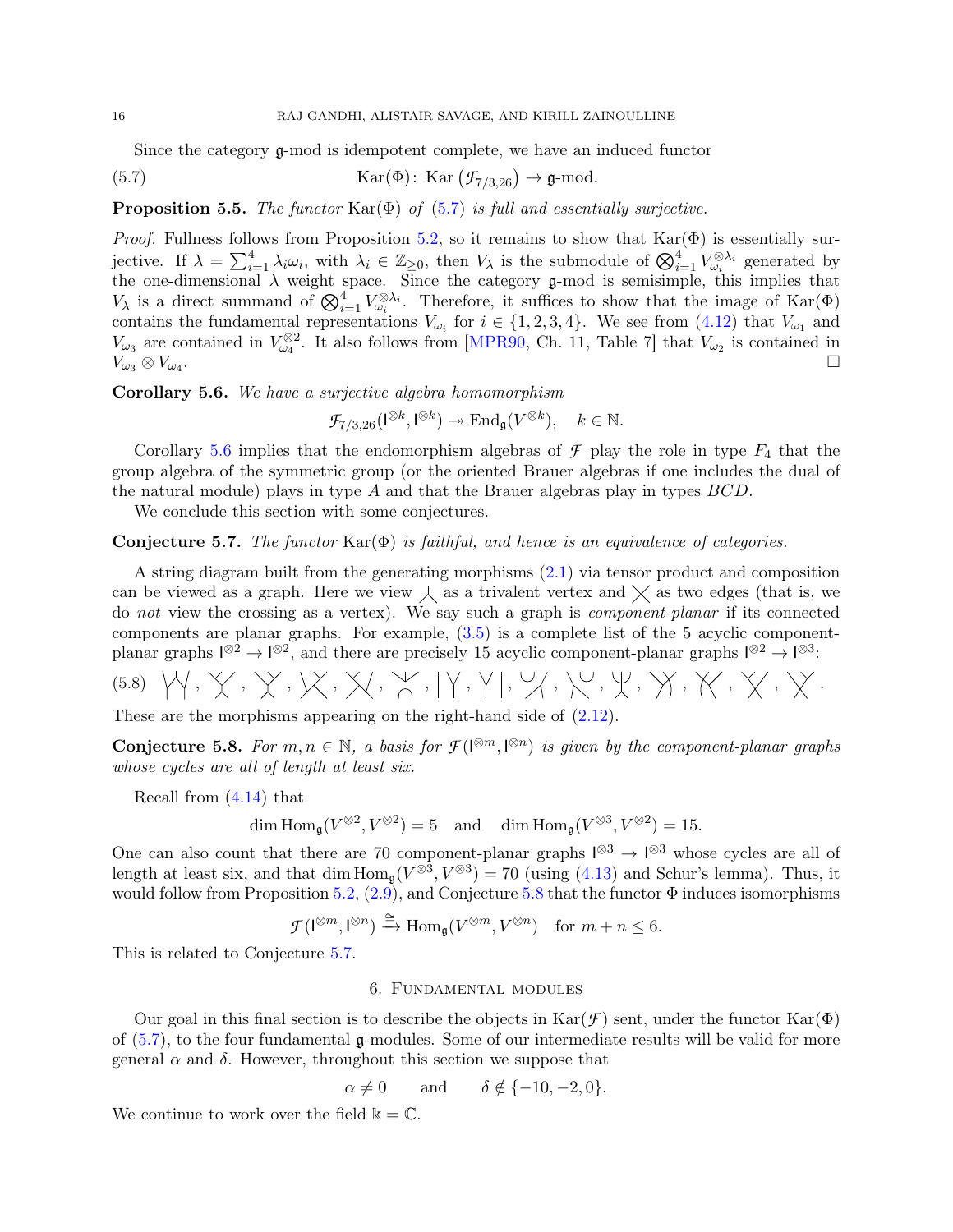Since the category $\mathfrak{g}$-mod is idempotent complete, we have an induced functor

$$\mathrm{Kar}(\Phi)\colon \mathrm{Kar}\left(\mathcal{F}_{7/3,26}\right) \to \mathfrak{g}\text{-mod}. \tag{5.7}$$

**Proposition 5.5.** *The functor* $\mathrm{Kar}(\Phi)$ *of* (5.7) *is full and essentially surjective.*

*Proof.* Fullness follows from Proposition 5.2, so it remains to show that $\mathrm{Kar}(\Phi)$ is essentially surjective. If $\lambda = \sum_{i=1}^4 \lambda_i \omega_i$, with $\lambda_i \in \mathbb{Z}_{\geq 0}$, then $V_\lambda$ is the submodule of $\bigotimes_{i=1}^4 V_{\omega_i}^{\otimes \lambda_i}$ generated by the one-dimensional $\lambda$ weight space. Since the category $\mathfrak{g}$-mod is semisimple, this implies that $V_\lambda$ is a direct summand of $\bigotimes_{i=1}^4 V_{\omega_i}^{\otimes \lambda_i}$. Therefore, it suffices to show that the image of $\mathrm{Kar}(\Phi)$ contains the fundamental representations $V_{\omega_i}$ for $i \in \{1,2,3,4\}$. We see from (4.12) that $V_{\omega_1}$ and $V_{\omega_3}$ are contained in $V_{\omega_4}^{\otimes 2}$. It also follows from [MPR90, Ch. 11, Table 7] that $V_{\omega_2}$ is contained in $V_{\omega_3} \otimes V_{\omega_4}$. $\square$

**Corollary 5.6.** *We have a surjective algebra homomorphism*

$$\mathcal{F}_{7/3,26}(\mathsf{I}^{\otimes k}, \mathsf{I}^{\otimes k}) \twoheadrightarrow \mathrm{End}_{\mathfrak{g}}(V^{\otimes k}), \quad k \in \mathbb{N}.$$

Corollary 5.6 implies that the endomorphism algebras of $\mathcal{F}$ play the role in type $F_4$ that the group algebra of the symmetric group (or the oriented Brauer algebras if one includes the dual of the natural module) plays in type $A$ and that the Brauer algebras play in types $BCD$.

We conclude this section with some conjectures.

**Conjecture 5.7.** *The functor* $\mathrm{Kar}(\Phi)$ *is faithful, and hence is an equivalence of categories.*

A string diagram built from the generating morphisms (2.1) via tensor product and composition can be viewed as a graph. Here we view ⅄ as a trivalent vertex and ╳ as two edges (that is, we do *not* view the crossing as a vertex). We say such a graph is *component-planar* if its connected components are planar graphs. For example, (3.5) is a complete list of the 5 acyclic component-planar graphs $\mathsf{I}^{\otimes 2} \to \mathsf{I}^{\otimes 2}$, and there are precisely 15 acyclic component-planar graphs $\mathsf{I}^{\otimes 2} \to \mathsf{I}^{\otimes 3}$:

(5.8) [15 string diagrams]

These are the morphisms appearing on the right-hand side of (2.12).

**Conjecture 5.8.** *For* $m, n \in \mathbb{N}$*, a basis for* $\mathcal{F}(\mathsf{I}^{\otimes m}, \mathsf{I}^{\otimes n})$ *is given by the component-planar graphs whose cycles are all of length at least six.*

Recall from (4.14) that

$$\dim \mathrm{Hom}_{\mathfrak{g}}(V^{\otimes 2}, V^{\otimes 2}) = 5 \quad \text{and} \quad \dim \mathrm{Hom}_{\mathfrak{g}}(V^{\otimes 3}, V^{\otimes 2}) = 15.$$

One can also count that there are 70 component-planar graphs $\mathsf{I}^{\otimes 3} \to \mathsf{I}^{\otimes 3}$ whose cycles are all of length at least six, and that $\dim \mathrm{Hom}_{\mathfrak{g}}(V^{\otimes 3}, V^{\otimes 3}) = 70$ (using (4.13) and Schur's lemma). Thus, it would follow from Proposition 5.2, (2.9), and Conjecture 5.8 that the functor $\Phi$ induces isomorphisms

$$\mathcal{F}(\mathsf{I}^{\otimes m}, \mathsf{I}^{\otimes n}) \xrightarrow{\cong} \mathrm{Hom}_{\mathfrak{g}}(V^{\otimes m}, V^{\otimes n}) \quad \text{for } m + n \leq 6.$$

This is related to Conjecture 5.7.

## 6. Fundamental modules

Our goal in this final section is to describe the objects in $\mathrm{Kar}(\mathcal{F})$ sent, under the functor $\mathrm{Kar}(\Phi)$ of (5.7), to the four fundamental $\mathfrak{g}$-modules. Some of our intermediate results will be valid for more general $\alpha$ and $\delta$. However, throughout this section we suppose that

$$\alpha \neq 0 \qquad \text{and} \qquad \delta \notin \{-10, -2, 0\}.$$

We continue to work over the field $\Bbbk = \mathbb{C}$.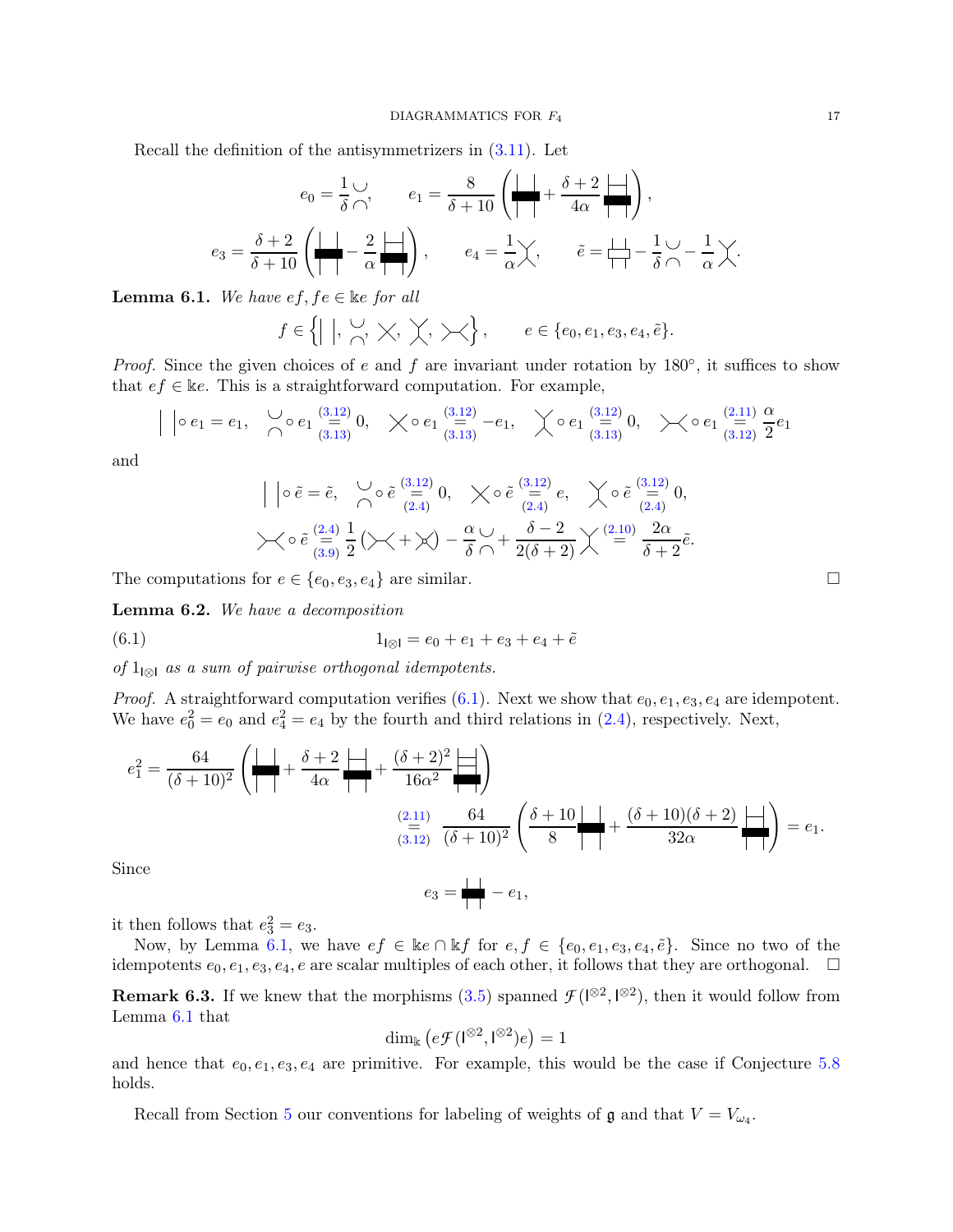Recall the definition of the antisymmetrizers in (3.11). Let

$$e_0 = \frac{1}{\delta} \cup\cap, \qquad e_1 = \frac{8}{\delta+10}\left( \text{[diagram]} + \frac{\delta+2}{4\alpha} \text{[diagram]} \right),$$

$$e_3 = \frac{\delta+2}{\delta+10}\left( \text{[diagram]} - \frac{2}{\alpha} \text{[diagram]} \right), \qquad e_4 = \frac{1}{\alpha} \text{[diagram]}, \qquad \tilde{e} = \text{[diagram]} - \frac{1}{\delta} \cup\cap - \frac{1}{\alpha} \text{[diagram]}.$$

**Lemma 6.1.** *We have $ef, fe \in \Bbbk e$ for all*

$$f \in \left\{ \text{[diagrams]} \right\}, \qquad e \in \{e_0, e_1, e_3, e_4, \tilde{e}\}.$$

*Proof.* Since the given choices of $e$ and $f$ are invariant under rotation by 180°, it suffices to show that $ef \in \Bbbk e$. This is a straightforward computation. For example,

$$\text{[diagram]} \circ e_1 = e_1, \quad \cup\cap \circ e_1 \overset{(3.12)}{\underset{(3.13)}{=}} 0, \quad \text{[diagram]} \circ e_1 \overset{(3.12)}{\underset{(3.13)}{=}} -e_1, \quad \text{[diagram]} \circ e_1 \overset{(3.12)}{\underset{(3.13)}{=}} 0, \quad \text{[diagram]} \circ e_1 \overset{(2.11)}{\underset{(3.12)}{=}} \frac{\alpha}{2} e_1$$

and

$$\text{[diagram]} \circ \tilde{e} = \tilde{e}, \quad \cup\cap \circ \tilde{e} \overset{(3.12)}{\underset{(2.4)}{=}} 0, \quad \text{[diagram]} \circ \tilde{e} \overset{(3.12)}{\underset{(2.4)}{=}} e, \quad \text{[diagram]} \circ \tilde{e} \overset{(3.12)}{\underset{(2.4)}{=}} 0,$$

$$\text{[diagram]} \circ \tilde{e} \overset{(2.4)}{\underset{(3.9)}{=}} \frac{1}{2}\left( \text{[diagram]} + \text{[diagram]} \right) - \frac{\alpha}{\delta} \cup\cap + \frac{\delta-2}{2(\delta+2)} \text{[diagram]} \overset{(2.10)}{=} \frac{2\alpha}{\delta+2} \tilde{e}.$$

The computations for $e \in \{e_0, e_3, e_4\}$ are similar. $\square$

**Lemma 6.2.** *We have a decomposition*

$$1_{\mathsf{I}\otimes\mathsf{I}} = e_0 + e_1 + e_3 + e_4 + \tilde{e} \tag{6.1}$$

*of $1_{\mathsf{I}\otimes\mathsf{I}}$ as a sum of pairwise orthogonal idempotents.*

*Proof.* A straightforward computation verifies (6.1). Next we show that $e_0, e_1, e_3, e_4$ are idempotent. We have $e_0^2 = e_0$ and $e_4^2 = e_4$ by the fourth and third relations in (2.4), respectively. Next,

$$e_1^2 = \frac{64}{(\delta+10)^2}\left( \text{[diagram]} + \frac{\delta+2}{4\alpha} \text{[diagram]} + \frac{(\delta+2)^2}{16\alpha^2} \text{[diagram]} \right)$$

$$\overset{(2.11)}{\underset{(3.12)}{=}} \frac{64}{(\delta+10)^2}\left( \frac{\delta+10}{8} \text{[diagram]} + \frac{(\delta+10)(\delta+2)}{32\alpha} \text{[diagram]} \right) = e_1.$$

Since

$$e_3 = \text{[diagram]} - e_1,$$

it then follows that $e_3^2 = e_3$.

Now, by Lemma 6.1, we have $ef \in \Bbbk e \cap \Bbbk f$ for $e, f \in \{e_0, e_1, e_3, e_4, \tilde{e}\}$. Since no two of the idempotents $e_0, e_1, e_3, e_4, e$ are scalar multiples of each other, it follows that they are orthogonal. $\square$

**Remark 6.3.** If we knew that the morphisms (3.5) spanned $\mathcal{F}(\mathsf{I}^{\otimes 2}, \mathsf{I}^{\otimes 2})$, then it would follow from Lemma 6.1 that

$$\dim_{\Bbbk}\left( e\mathcal{F}(\mathsf{I}^{\otimes 2}, \mathsf{I}^{\otimes 2})e \right) = 1$$

and hence that $e_0, e_1, e_3, e_4$ are primitive. For example, this would be the case if Conjecture 5.8 holds.

Recall from Section 5 our conventions for labeling of weights of $\mathfrak{g}$ and that $V = V_{\omega_4}$.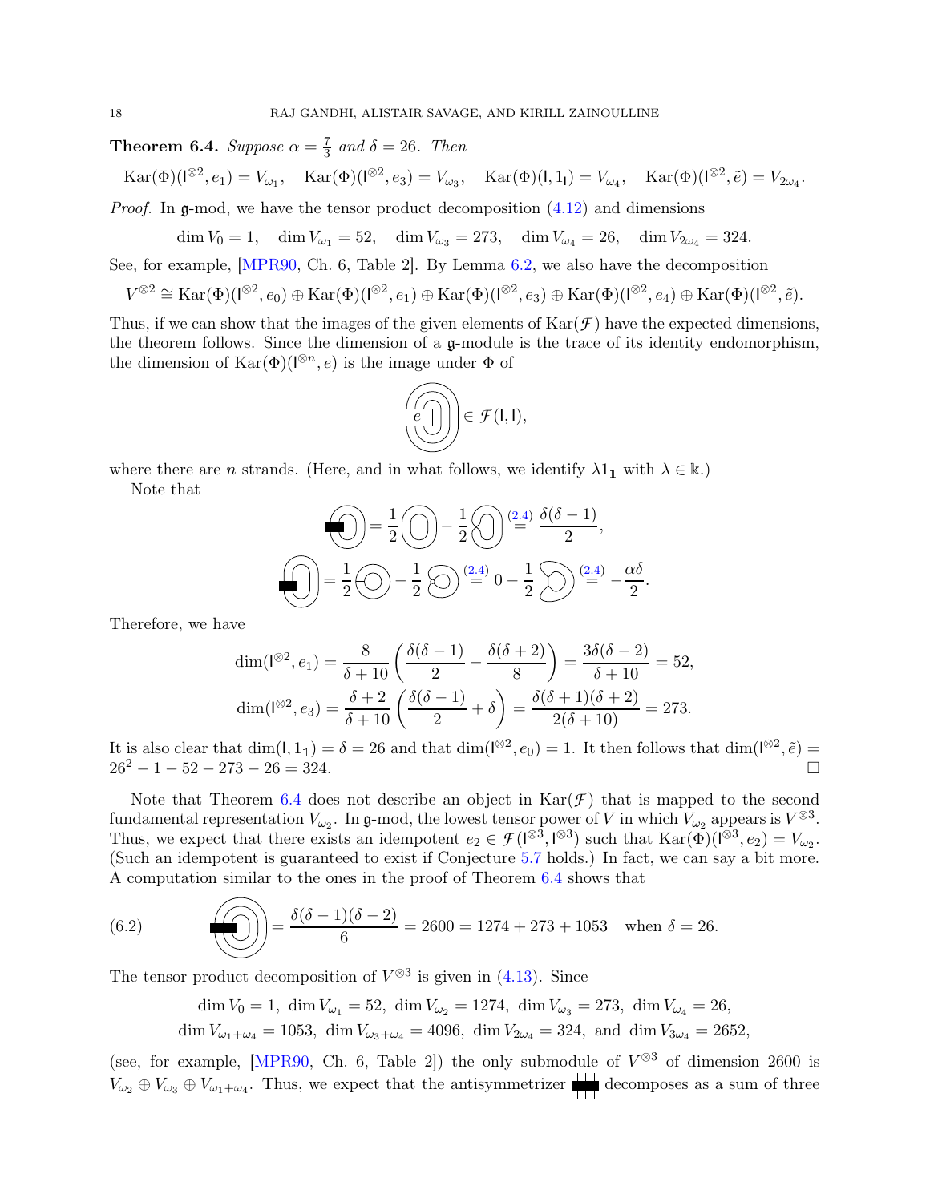**Theorem 6.4.** *Suppose $\alpha = \frac{7}{3}$ and $\delta = 26$. Then*

$$\mathrm{Kar}(\Phi)(\mathsf{I}^{\otimes 2}, e_1) = V_{\omega_1}, \quad \mathrm{Kar}(\Phi)(\mathsf{I}^{\otimes 2}, e_3) = V_{\omega_3}, \quad \mathrm{Kar}(\Phi)(\mathsf{I}, 1_{\mathsf{I}}) = V_{\omega_4}, \quad \mathrm{Kar}(\Phi)(\mathsf{I}^{\otimes 2}, \tilde{e}) = V_{2\omega_4}.$$

*Proof.* In $\mathfrak{g}$-mod, we have the tensor product decomposition (4.12) and dimensions

$$\dim V_0 = 1, \quad \dim V_{\omega_1} = 52, \quad \dim V_{\omega_3} = 273, \quad \dim V_{\omega_4} = 26, \quad \dim V_{2\omega_4} = 324.$$

See, for example, [MPR90, Ch. 6, Table 2]. By Lemma 6.2, we also have the decomposition

$$V^{\otimes 2} \cong \mathrm{Kar}(\Phi)(\mathsf{I}^{\otimes 2}, e_0) \oplus \mathrm{Kar}(\Phi)(\mathsf{I}^{\otimes 2}, e_1) \oplus \mathrm{Kar}(\Phi)(\mathsf{I}^{\otimes 2}, e_3) \oplus \mathrm{Kar}(\Phi)(\mathsf{I}^{\otimes 2}, e_4) \oplus \mathrm{Kar}(\Phi)(\mathsf{I}^{\otimes 2}, \tilde{e}).$$

Thus, if we can show that the images of the given elements of $\mathrm{Kar}(\mathcal{F})$ have the expected dimensions, the theorem follows. Since the dimension of a $\mathfrak{g}$-module is the trace of its identity endomorphism, the dimension of $\mathrm{Kar}(\Phi)(\mathsf{I}^{\otimes n}, e)$ is the image under $\Phi$ of

$$[\text{diagram: } e \text{ closed with } n \text{ strands}] \in \mathcal{F}(\mathsf{I}, \mathsf{I}),$$

where there are $n$ strands. (Here, and in what follows, we identify $\lambda 1_{\mathbb{1}}$ with $\lambda \in \Bbbk$.)

Note that

$$[\text{diagram}] = \frac{1}{2}[\text{diagram}] - \frac{1}{2}[\text{diagram}] \overset{(2.4)}{=} \frac{\delta(\delta-1)}{2},$$

$$[\text{diagram}] = \frac{1}{2}[\text{diagram}] - \frac{1}{2}[\text{diagram}] \overset{(2.4)}{=} 0 - \frac{1}{2}[\text{diagram}] \overset{(2.4)}{=} -\frac{\alpha\delta}{2}.$$

Therefore, we have

$$\dim(\mathsf{I}^{\otimes 2}, e_1) = \frac{8}{\delta+10}\left(\frac{\delta(\delta-1)}{2} - \frac{\delta(\delta+2)}{8}\right) = \frac{3\delta(\delta-2)}{\delta+10} = 52,$$

$$\dim(\mathsf{I}^{\otimes 2}, e_3) = \frac{\delta+2}{\delta+10}\left(\frac{\delta(\delta-1)}{2} + \delta\right) = \frac{\delta(\delta+1)(\delta+2)}{2(\delta+10)} = 273.$$

It is also clear that $\dim(\mathsf{I}, 1_{\mathbb{1}}) = \delta = 26$ and that $\dim(\mathsf{I}^{\otimes 2}, e_0) = 1$. It then follows that $\dim(\mathsf{I}^{\otimes 2}, \tilde{e}) = 26^2 - 1 - 52 - 273 - 26 = 324$. $\square$

Note that Theorem 6.4 does not describe an object in $\mathrm{Kar}(\mathcal{F})$ that is mapped to the second fundamental representation $V_{\omega_2}$. In $\mathfrak{g}$-mod, the lowest tensor power of $V$ in which $V_{\omega_2}$ appears is $V^{\otimes 3}$. Thus, we expect that there exists an idempotent $e_2 \in \mathcal{F}(\mathsf{I}^{\otimes 3}, \mathsf{I}^{\otimes 3})$ such that $\mathrm{Kar}(\Phi)(\mathsf{I}^{\otimes 3}, e_2) = V_{\omega_2}$. (Such an idempotent is guaranteed to exist if Conjecture 5.7 holds.) In fact, we can say a bit more. A computation similar to the ones in the proof of Theorem 6.4 shows that

$$[\text{diagram}] = \frac{\delta(\delta-1)(\delta-2)}{6} = 2600 = 1274 + 273 + 1053 \quad \text{when } \delta = 26. \tag{6.2}$$

The tensor product decomposition of $V^{\otimes 3}$ is given in (4.13). Since

$$\dim V_0 = 1,\ \dim V_{\omega_1} = 52,\ \dim V_{\omega_2} = 1274,\ \dim V_{\omega_3} = 273,\ \dim V_{\omega_4} = 26,$$
$$\dim V_{\omega_1+\omega_4} = 1053,\ \dim V_{\omega_3+\omega_4} = 4096,\ \dim V_{2\omega_4} = 324, \text{ and } \dim V_{3\omega_4} = 2652,$$

(see, for example, [MPR90, Ch. 6, Table 2]) the only submodule of $V^{\otimes 3}$ of dimension 2600 is $V_{\omega_2} \oplus V_{\omega_3} \oplus V_{\omega_1+\omega_4}$. Thus, we expect that the antisymmetrizer [diagram] decomposes as a sum of three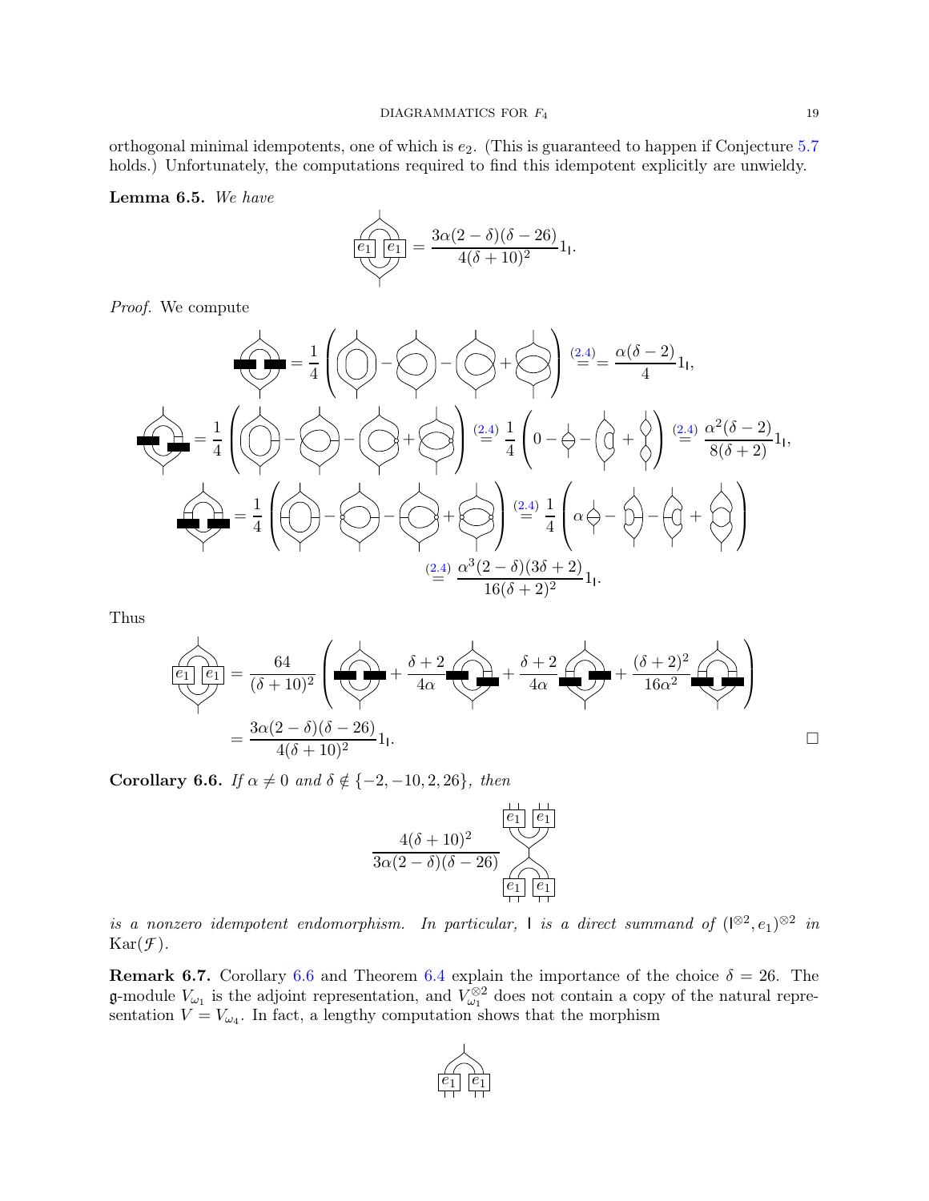orthogonal minimal idempotents, one of which is $e_2$. (This is guaranteed to happen if Conjecture 5.7 holds.) Unfortunately, the computations required to find this idempotent explicitly are unwieldy.

**Lemma 6.5.** *We have*

$$[\text{diagram}] = \frac{3\alpha(2-\delta)(\delta-26)}{4(\delta+10)^2} 1_{\mathsf{I}}.$$

*Proof.* We compute

$$[\text{diagram}] = \frac{1}{4}\left([\text{diagram}] - [\text{diagram}] - [\text{diagram}] + [\text{diagram}]\right) \overset{(2.4)}{=} \frac{\alpha(\delta-2)}{4} 1_{\mathsf{I}},$$

$$[\text{diagram}] = \frac{1}{4}\left([\text{diagram}] - [\text{diagram}] - [\text{diagram}] + [\text{diagram}]\right) \overset{(2.4)}{=} \frac{1}{4}\left(0 - [\text{diagram}] - [\text{diagram}] + [\text{diagram}]\right) \overset{(2.4)}{=} \frac{\alpha^2(\delta-2)}{8(\delta+2)} 1_{\mathsf{I}},$$

$$[\text{diagram}] = \frac{1}{4}\left([\text{diagram}] - [\text{diagram}] - [\text{diagram}] + [\text{diagram}]\right) \overset{(2.4)}{=} \frac{1}{4}\left(\alpha [\text{diagram}] - [\text{diagram}] - [\text{diagram}] + [\text{diagram}]\right)$$

$$\overset{(2.4)}{=} \frac{\alpha^3(2-\delta)(3\delta+2)}{16(\delta+2)^2} 1_{\mathsf{I}}.$$

Thus

$$[\text{diagram}] = \frac{64}{(\delta+10)^2}\left([\text{diagram}] + \frac{\delta+2}{4\alpha}[\text{diagram}] + \frac{\delta+2}{4\alpha}[\text{diagram}] + \frac{(\delta+2)^2}{16\alpha^2}[\text{diagram}]\right)$$

$$= \frac{3\alpha(2-\delta)(\delta-26)}{4(\delta+10)^2} 1_{\mathsf{I}}.$$

□

**Corollary 6.6.** *If $\alpha \neq 0$ and $\delta \notin \{-2, -10, 2, 26\}$, then*

$$\frac{4(\delta+10)^2}{3\alpha(2-\delta)(\delta-26)} [\text{diagram}]$$

*is a nonzero idempotent endomorphism. In particular, $\mathsf{I}$ is a direct summand of $(\mathsf{I}^{\otimes 2}, e_1)^{\otimes 2}$ in $\mathrm{Kar}(\mathcal{F})$.*

**Remark 6.7.** Corollary 6.6 and Theorem 6.4 explain the importance of the choice $\delta = 26$. The $\mathfrak{g}$-module $V_{\omega_1}$ is the adjoint representation, and $V_{\omega_1}^{\otimes 2}$ does not contain a copy of the natural representation $V = V_{\omega_4}$. In fact, a lengthy computation shows that the morphism

$$[\text{diagram}]$$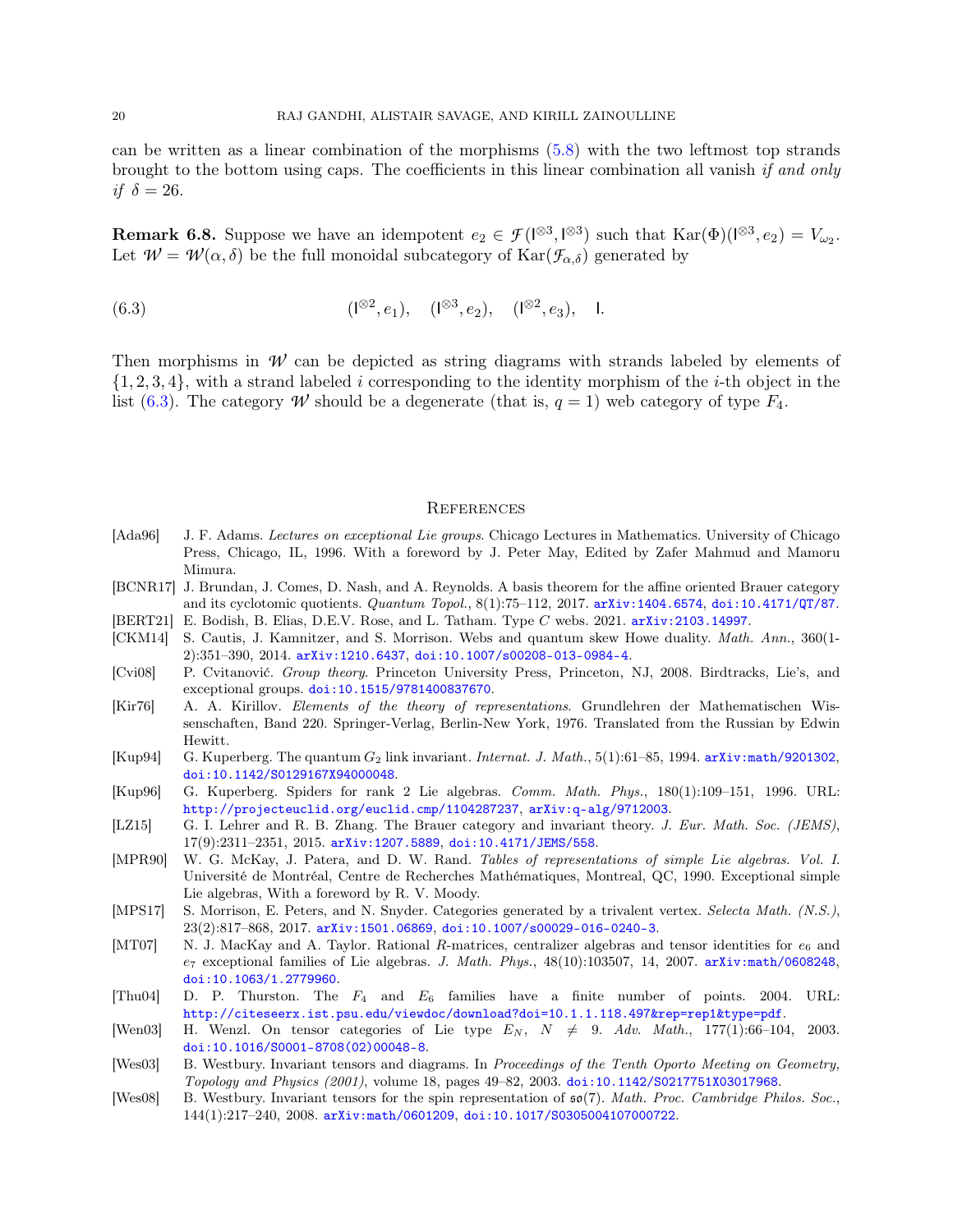can be written as a linear combination of the morphisms (5.8) with the two leftmost top strands brought to the bottom using caps. The coefficients in this linear combination all vanish *if and only if* $\delta = 26$.

**Remark 6.8.** Suppose we have an idempotent $e_2 \in \mathcal{F}(\mathsf{I}^{\otimes 3}, \mathsf{I}^{\otimes 3})$ such that $\mathrm{Kar}(\Phi)(\mathsf{I}^{\otimes 3}, e_2) = V_{\omega_2}$. Let $\mathcal{W} = \mathcal{W}(\alpha, \delta)$ be the full monoidal subcategory of $\mathrm{Kar}(\mathcal{F}_{\alpha,\delta})$ generated by

$$(\mathsf{I}^{\otimes 2}, e_1), \quad (\mathsf{I}^{\otimes 3}, e_2), \quad (\mathsf{I}^{\otimes 2}, e_3), \quad \mathsf{I}. \tag{6.3}$$

Then morphisms in $\mathcal{W}$ can be depicted as string diagrams with strands labeled by elements of $\{1, 2, 3, 4\}$, with a strand labeled $i$ corresponding to the identity morphism of the $i$-th object in the list (6.3). The category $\mathcal{W}$ should be a degenerate (that is, $q = 1$) web category of type $F_4$.

## References

[Ada96] J. F. Adams. *Lectures on exceptional Lie groups*. Chicago Lectures in Mathematics. University of Chicago Press, Chicago, IL, 1996. With a foreword by J. Peter May, Edited by Zafer Mahmud and Mamoru Mimura.

[BCNR17] J. Brundan, J. Comes, D. Nash, and A. Reynolds. A basis theorem for the affine oriented Brauer category and its cyclotomic quotients. *Quantum Topol.*, 8(1):75–112, 2017. arXiv:1404.6574, doi:10.4171/QT/87.

[BERT21] E. Bodish, B. Elias, D.E.V. Rose, and L. Tatham. Type $C$ webs. 2021. arXiv:2103.14997.

[CKM14] S. Cautis, J. Kamnitzer, and S. Morrison. Webs and quantum skew Howe duality. *Math. Ann.*, 360(1-2):351–390, 2014. arXiv:1210.6437, doi:10.1007/s00208-013-0984-4.

[Cvi08] P. Cvitanović. *Group theory*. Princeton University Press, Princeton, NJ, 2008. Birdtracks, Lie's, and exceptional groups. doi:10.1515/9781400837670.

[Kir76] A. A. Kirillov. *Elements of the theory of representations*. Grundlehren der Mathematischen Wissenschaften, Band 220. Springer-Verlag, Berlin-New York, 1976. Translated from the Russian by Edwin Hewitt.

[Kup94] G. Kuperberg. The quantum $G_2$ link invariant. *Internat. J. Math.*, 5(1):61–85, 1994. arXiv:math/9201302, doi:10.1142/S0129167X94000048.

[Kup96] G. Kuperberg. Spiders for rank 2 Lie algebras. *Comm. Math. Phys.*, 180(1):109–151, 1996. URL: http://projecteuclid.org/euclid.cmp/1104287237, arXiv:q-alg/9712003.

[LZ15] G. I. Lehrer and R. B. Zhang. The Brauer category and invariant theory. *J. Eur. Math. Soc. (JEMS)*, 17(9):2311–2351, 2015. arXiv:1207.5889, doi:10.4171/JEMS/558.

[MPR90] W. G. McKay, J. Patera, and D. W. Rand. *Tables of representations of simple Lie algebras. Vol. I.* Université de Montréal, Centre de Recherches Mathématiques, Montreal, QC, 1990. Exceptional simple Lie algebras, With a foreword by R. V. Moody.

[MPS17] S. Morrison, E. Peters, and N. Snyder. Categories generated by a trivalent vertex. *Selecta Math. (N.S.)*, 23(2):817–868, 2017. arXiv:1501.06869, doi:10.1007/s00029-016-0240-3.

[MT07] N. J. MacKay and A. Taylor. Rational $R$-matrices, centralizer algebras and tensor identities for $e_6$ and $e_7$ exceptional families of Lie algebras. *J. Math. Phys.*, 48(10):103507, 14, 2007. arXiv:math/0608248, doi:10.1063/1.2779960.

[Thu04] D. P. Thurston. The $F_4$ and $E_6$ families have a finite number of points. 2004. URL: http://citeseerx.ist.psu.edu/viewdoc/download?doi=10.1.1.118.497&rep=rep1&type=pdf.

[Wen03] H. Wenzl. On tensor categories of Lie type $E_N$, $N \neq 9$. *Adv. Math.*, 177(1):66–104, 2003. doi:10.1016/S0001-8708(02)00048-8.

[Wes03] B. Westbury. Invariant tensors and diagrams. In *Proceedings of the Tenth Oporto Meeting on Geometry, Topology and Physics (2001)*, volume 18, pages 49–82, 2003. doi:10.1142/S0217751X03017968.

[Wes08] B. Westbury. Invariant tensors for the spin representation of $\mathfrak{so}(7)$. *Math. Proc. Cambridge Philos. Soc.*, 144(1):217–240, 2008. arXiv:math/0601209, doi:10.1017/S0305004107000722.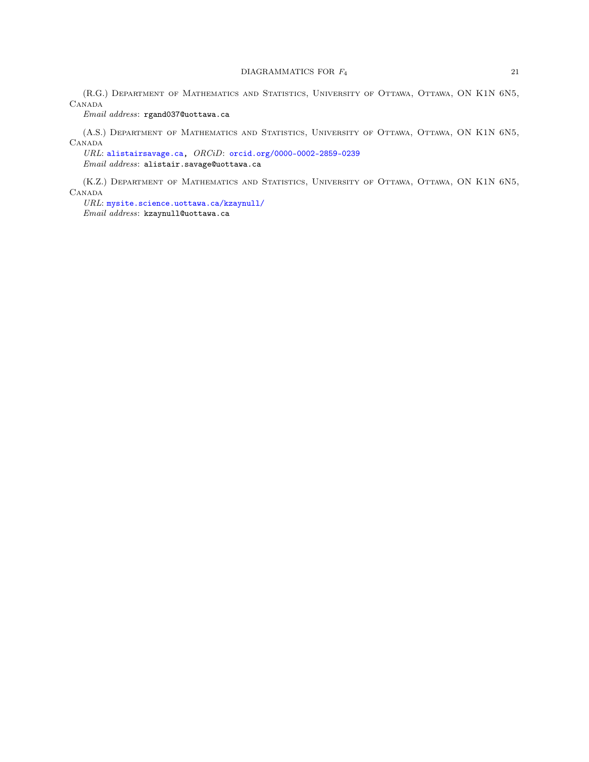(R.G.) Department of Mathematics and Statistics, University of Ottawa, Ottawa, ON K1N 6N5, Canada

*Email address*: rgand037@uottawa.ca

(A.S.) Department of Mathematics and Statistics, University of Ottawa, Ottawa, ON K1N 6N5, Canada

*URL*: alistairsavage.ca, *ORCiD*: orcid.org/0000-0002-2859-0239

*Email address*: alistair.savage@uottawa.ca

(K.Z.) Department of Mathematics and Statistics, University of Ottawa, Ottawa, ON K1N 6N5, Canada

*URL*: mysite.science.uottawa.ca/kzaynull/

*Email address*: kzaynull@uottawa.ca